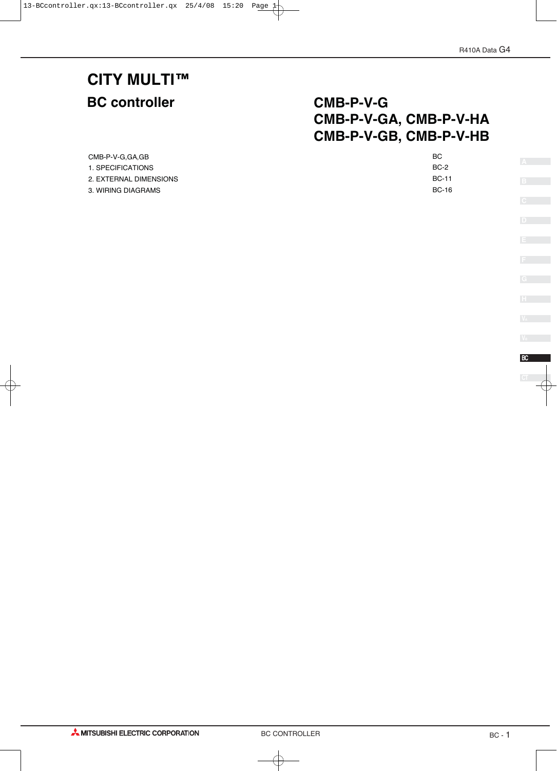# CITY MULTI™

## BC controller

## CMB-P-V-G
## CMB-P-V-GA, CMB-P-V-HA
## CMB-P-V-GB, CMB-P-V-HB

| | |
|---|---|
| CMB-P-V-G,GA,GB | BC |
| 1. SPECIFICATIONS | BC-2 |
| 2. EXTERNAL DIMENSIONS | BC-11 |
| 3. WIRING DIAGRAMS | BC-16 |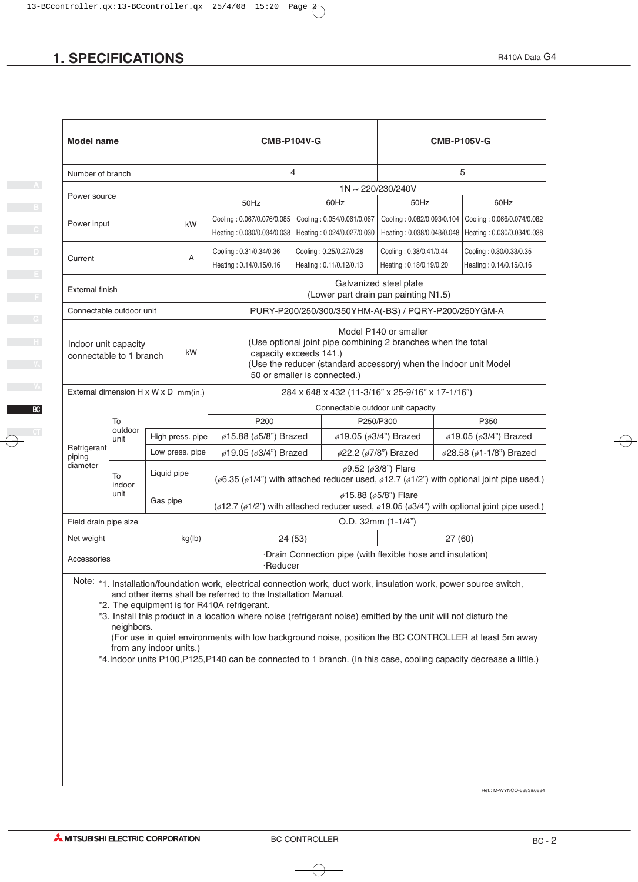# 1. SPECIFICATIONS

| Model name | | | | CMB-P104V-G | | CMB-P105V-G | |
|---|---|---|---|---|---|---|---|
| Number of branch | | | | 4 | | 5 | |
| Power source | | | | 1N ~ 220/230/240V | | | |
| | | | | 50Hz | 60Hz | 50Hz | 60Hz |
| Power input | | | kW | Cooling : 0.067/0.076/0.085<br>Heating : 0.030/0.034/0.038 | Cooling : 0.054/0.061/0.067<br>Heating : 0.024/0.027/0.030 | Cooling : 0.082/0.093/0.104<br>Heating : 0.038/0.043/0.048 | Cooling : 0.066/0.074/0.082<br>Heating : 0.030/0.034/0.038 |
| Current | | | A | Cooling : 0.31/0.34/0.36<br>Heating : 0.14/0.15/0.16 | Cooling : 0.25/0.27/0.28<br>Heating : 0.11/0.12/0.13 | Cooling : 0.38/0.41/0.44<br>Heating : 0.18/0.19/0.20 | Cooling : 0.30/0.33/0.35<br>Heating : 0.14/0.15/0.16 |
| External finish | | | | Galvanized steel plate<br>(Lower part drain pan painting N1.5) | | | |
| Connectable outdoor unit | | | | PURY-P200/250/300/350YHM-A(-BS) / PQRY-P200/250YGM-A | | | |
| Indoor unit capacity connectable to 1 branch | | | kW | Model P140 or smaller<br>(Use optional joint pipe combining 2 branches when the total capacity exceeds 141.)<br>(Use the reducer (standard accessory) when the indoor unit Model 50 or smaller is connected.) | | | |
| External dimension H x W x D | | | mm(in.) | 284 x 648 x 432 (11-3/16" x 25-9/16" x 17-1/16") | | | |
| Refrigerant piping diameter | | | | Connectable outdoor unit capacity | | | |
| | | | | P200 | P250/P300 | | P350 |
| | To outdoor unit | High press. pipe | | ø15.88 (ø5/8") Brazed | ø19.05 (ø3/4") Brazed | | ø19.05 (ø3/4") Brazed |
| | | Low press. pipe | | ø19.05 (ø3/4") Brazed | ø22.2 (ø7/8") Brazed | | ø28.58 (ø1-1/8") Brazed |
| | To indoor unit | Liquid pipe | | ø9.52 (ø3/8") Flare<br>(ø6.35 (ø1/4") with attached reducer used, ø12.7 (ø1/2") with optional joint pipe used.) | | | |
| | | Gas pipe | | ø15.88 (ø5/8") Flare<br>(ø12.7 (ø1/2") with attached reducer used, ø19.05 (ø3/4") with optional joint pipe used.) | | | |
| Field drain pipe size | | | | O.D. 32mm (1-1/4") | | | |
| Net weight | | | kg(lb) | 24 (53) | | 27 (60) | |
| Accessories | | | | ·Drain Connection pipe (with flexible hose and insulation)<br>·Reducer | | | |

Note:
*1. Installation/foundation work, electrical connection work, duct work, insulation work, power source switch, and other items shall be referred to the Installation Manual.
*2. The equipment is for R410A refrigerant.
*3. Install this product in a location where noise (refrigerant noise) emitted by the unit will not disturb the neighbors.
(For use in quiet environments with low background noise, position the BC CONTROLLER at least 5m away from any indoor units.)
*4.Indoor units P100,P125,P140 can be connected to 1 branch. (In this case, cooling capacity decrease a little.)

Ref.: M-WYNCO-6883&6884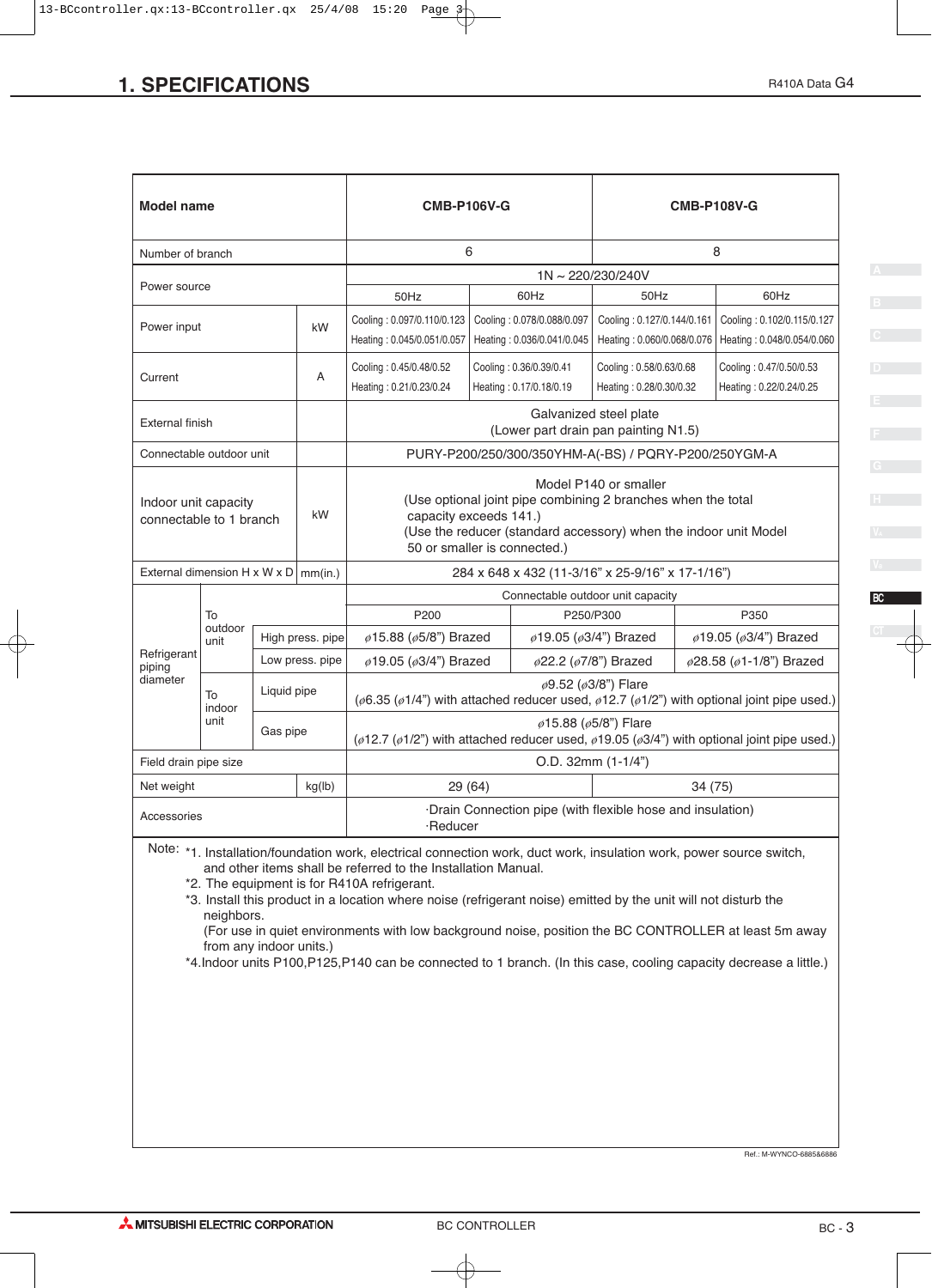# 1. SPECIFICATIONS

R410A Data G4

| Model name | | | | CMB-P106V-G | | CMB-P108V-G | |
|---|---|---|---|---|---|---|---|
| Number of branch | | | | 6 | | 8 | |
| Power source | | | | 1N ~ 220/230/240V | | | |
| | | | | 50Hz | 60Hz | 50Hz | 60Hz |
| Power input | | | kW | Cooling : 0.097/0.110/0.123<br>Heating : 0.045/0.051/0.057 | Cooling : 0.078/0.088/0.097<br>Heating : 0.036/0.041/0.045 | Cooling : 0.127/0.144/0.161<br>Heating : 0.060/0.068/0.076 | Cooling : 0.102/0.115/0.127<br>Heating : 0.048/0.054/0.060 |
| Current | | | A | Cooling : 0.45/0.48/0.52<br>Heating : 0.21/0.23/0.24 | Cooling : 0.36/0.39/0.41<br>Heating : 0.17/0.18/0.19 | Cooling : 0.58/0.63/0.68<br>Heating : 0.28/0.30/0.32 | Cooling : 0.47/0.50/0.53<br>Heating : 0.22/0.24/0.25 |
| External finish | | | | Galvanized steel plate<br>(Lower part drain pan painting N1.5) | | | |
| Connectable outdoor unit | | | | PURY-P200/250/300/350YHM-A(-BS) / PQRY-P200/250YGM-A | | | |
| Indoor unit capacity connectable to 1 branch | | | kW | Model P140 or smaller<br>(Use optional joint pipe combining 2 branches when the total capacity exceeds 141.)<br>(Use the reducer (standard accessory) when the indoor unit Model 50 or smaller is connected.) | | | |
| External dimension H x W x D | | | mm(in.) | 284 x 648 x 432 (11-3/16" x 25-9/16" x 17-1/16") | | | |
| Refrigerant piping diameter | To outdoor unit | | | Connectable outdoor unit capacity | | | |
| | | | | P200 | P250/P300 | | P350 |
| | | High press. pipe | | ø15.88 (ø5/8") Brazed | ø19.05 (ø3/4") Brazed | | ø19.05 (ø3/4") Brazed |
| | | Low press. pipe | | ø19.05 (ø3/4") Brazed | ø22.2 (ø7/8") Brazed | | ø28.58 (ø1-1/8") Brazed |
| | To indoor unit | Liquid pipe | | ø9.52 (ø3/8") Flare<br>(ø6.35 (ø1/4") with attached reducer used, ø12.7 (ø1/2") with optional joint pipe used.) | | | |
| | | Gas pipe | | ø15.88 (ø5/8") Flare<br>(ø12.7 (ø1/2") with attached reducer used, ø19.05 (ø3/4") with optional joint pipe used.) | | | |
| Field drain pipe size | | | | O.D. 32mm (1-1/4") | | | |
| Net weight | | | kg(lb) | 29 (64) | | 34 (75) | |
| Accessories | | | | ·Drain Connection pipe (with flexible hose and insulation)<br>·Reducer | | | |

Note:
*1. Installation/foundation work, electrical connection work, duct work, insulation work, power source switch, and other items shall be referred to the Installation Manual.
*2. The equipment is for R410A refrigerant.
*3. Install this product in a location where noise (refrigerant noise) emitted by the unit will not disturb the neighbors.
(For use in quiet environments with low background noise, position the BC CONTROLLER at least 5m away from any indoor units.)
*4.Indoor units P100,P125,P140 can be connected to 1 branch. (In this case, cooling capacity decrease a little.)

Ref.: M-WYNCO-6885&6886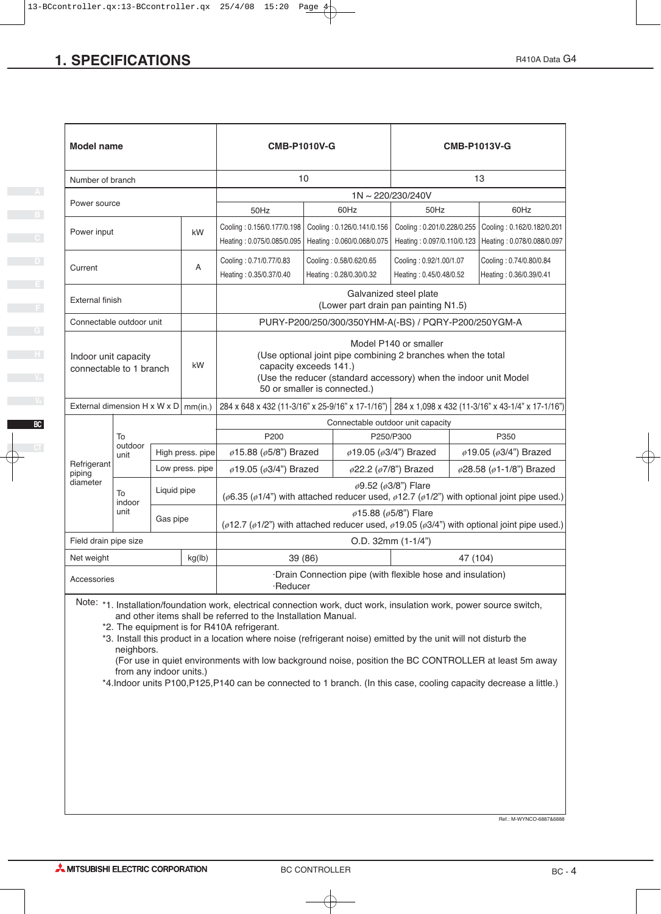# 1. SPECIFICATIONS

R410A Data G4

| Model name | | | CMB-P1010V-G | | | CMB-P1013V-G | |
|---|---|---|---|---|---|---|---|
| Number of branch | | | 10 | | | 13 | |
| Power source | | | 1N ~ 220/230/240V | | | | |
| | | | 50Hz | 60Hz | | 50Hz | 60Hz |
| Power input | | kW | Cooling : 0.156/0.177/0.198<br>Heating : 0.075/0.085/0.095 | Cooling : 0.126/0.141/0.156<br>Heating : 0.060/0.068/0.075 | | Cooling : 0.201/0.228/0.255<br>Heating : 0.097/0.110/0.123 | Cooling : 0.162/0.182/0.201<br>Heating : 0.078/0.088/0.097 |
| Current | | A | Cooling : 0.71/0.77/0.83<br>Heating : 0.35/0.37/0.40 | Cooling : 0.58/0.62/0.65<br>Heating : 0.28/0.30/0.32 | | Cooling : 0.92/1.00/1.07<br>Heating : 0.45/0.48/0.52 | Cooling : 0.74/0.80/0.84<br>Heating : 0.36/0.39/0.41 |
| External finish | | | Galvanized steel plate<br>(Lower part drain pan painting N1.5) | | | | |
| Connectable outdoor unit | | | PURY-P200/250/300/350YHM-A(-BS) / PQRY-P200/250YGM-A | | | | |
| Indoor unit capacity connectable to 1 branch | | kW | Model P140 or smaller<br>(Use optional joint pipe combining 2 branches when the total capacity exceeds 141.)<br>(Use the reducer (standard accessory) when the indoor unit Model 50 or smaller is connected.) | | | | |
| External dimension H x W x D | | mm(in.) | 284 x 648 x 432 (11-3/16" x 25-9/16" x 17-1/16") | | | 284 x 1,098 x 432 (11-3/16" x 43-1/4" x 17-1/16") | |
| Refrigerant piping diameter | | | Connectable outdoor unit capacity | | | | |
| | | | P200 | P250/P300 | | P350 | |
| | To outdoor unit | High press. pipe | ø15.88 (ø5/8") Brazed | ø19.05 (ø3/4") Brazed | | ø19.05 (ø3/4") Brazed | |
| | | Low press. pipe | ø19.05 (ø3/4") Brazed | ø22.2 (ø7/8") Brazed | | ø28.58 (ø1-1/8") Brazed | |
| | To indoor unit | Liquid pipe | ø9.52 (ø3/8") Flare<br>(ø6.35 (ø1/4") with attached reducer used, ø12.7 (ø1/2") with optional joint pipe used.) | | | | |
| | | Gas pipe | ø15.88 (ø5/8") Flare<br>(ø12.7 (ø1/2") with attached reducer used, ø19.05 (ø3/4") with optional joint pipe used.) | | | | |
| Field drain pipe size | | | O.D. 32mm (1-1/4") | | | | |
| Net weight | | kg(lb) | 39 (86) | | | 47 (104) | |
| Accessories | | | ·Drain Connection pipe (with flexible hose and insulation)<br>·Reducer | | | | |

Note:
*1. Installation/foundation work, electrical connection work, duct work, insulation work, power source switch, and other items shall be referred to the Installation Manual.
*2. The equipment is for R410A refrigerant.
*3. Install this product in a location where noise (refrigerant noise) emitted by the unit will not disturb the neighbors.
(For use in quiet environments with low background noise, position the BC CONTROLLER at least 5m away from any indoor units.)
*4.Indoor units P100,P125,P140 can be connected to 1 branch. (In this case, cooling capacity decrease a little.)

Ref.: M-WYNCO-6887&6888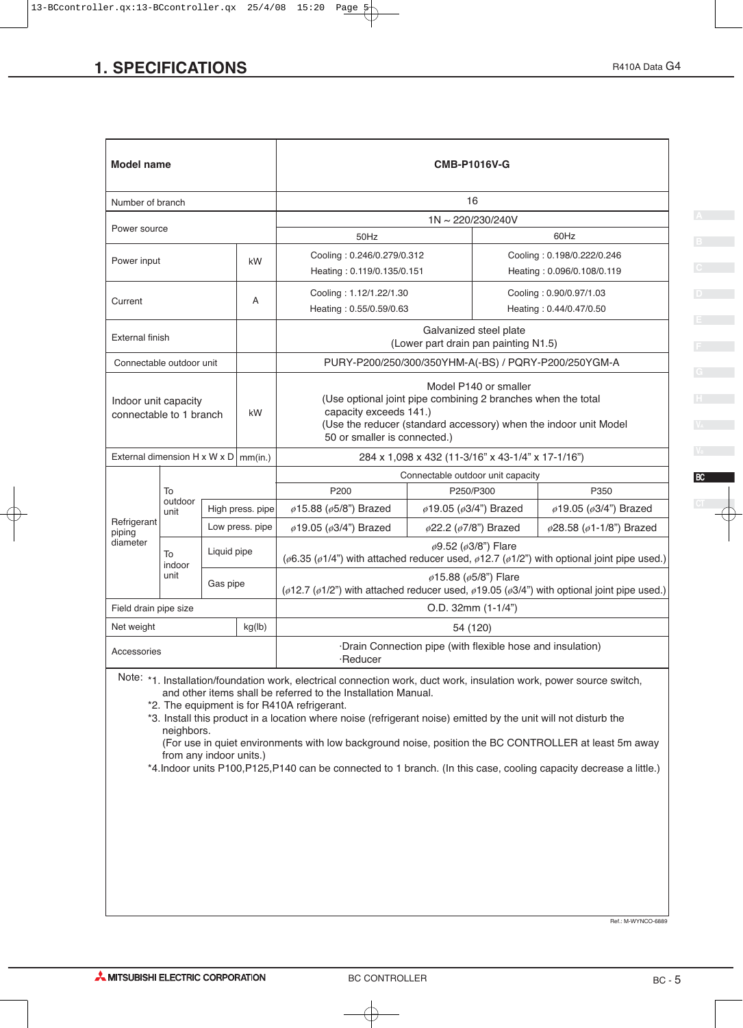# 1. SPECIFICATIONS

R410A Data G4

| Model name | | | CMB-P1016V-G | | |
|---|---|---|---|---|---|
| Number of branch | | | 16 | | |
| Power source | | | 1N ~ 220/230/240V | | |
| | | | 50Hz | 60Hz | |
| Power input | | kW | Cooling : 0.246/0.279/0.312<br>Heating : 0.119/0.135/0.151 | Cooling : 0.198/0.222/0.246<br>Heating : 0.096/0.108/0.119 | |
| Current | | A | Cooling : 1.12/1.22/1.30<br>Heating : 0.55/0.59/0.63 | Cooling : 0.90/0.97/1.03<br>Heating : 0.44/0.47/0.50 | |
| External finish | | | Galvanized steel plate<br>(Lower part drain pan painting N1.5) | | |
| Connectable outdoor unit | | | PURY-P200/250/300/350YHM-A(-BS) / PQRY-P200/250YGM-A | | |
| Indoor unit capacity connectable to 1 branch | | kW | Model P140 or smaller<br>(Use optional joint pipe combining 2 branches when the total capacity exceeds 141.)<br>(Use the reducer (standard accessory) when the indoor unit Model 50 or smaller is connected.) | | |
| External dimension H x W x D | | mm(in.) | 284 x 1,098 x 432 (11-3/16" x 43-1/4" x 17-1/16") | | |
| Refrigerant piping diameter | To outdoor unit | | Connectable outdoor unit capacity | | |
| | | | P200 | P250/P300 | P350 |
| | | High press. pipe | ø15.88 (ø5/8") Brazed | ø19.05 (ø3/4") Brazed | ø19.05 (ø3/4") Brazed |
| | | Low press. pipe | ø19.05 (ø3/4") Brazed | ø22.2 (ø7/8") Brazed | ø28.58 (ø1-1/8") Brazed |
| | To indoor unit | Liquid pipe | ø9.52 (ø3/8") Flare<br>(ø6.35 (ø1/4") with attached reducer used, ø12.7 (ø1/2") with optional joint pipe used.) | | |
| | | Gas pipe | ø15.88 (ø5/8") Flare<br>(ø12.7 (ø1/2") with attached reducer used, ø19.05 (ø3/4") with optional joint pipe used.) | | |
| Field drain pipe size | | | O.D. 32mm (1-1/4") | | |
| Net weight | | kg(lb) | 54 (120) | | |
| Accessories | | | ·Drain Connection pipe (with flexible hose and insulation)<br>·Reducer | | |

Note:
*1. Installation/foundation work, electrical connection work, duct work, insulation work, power source switch, and other items shall be referred to the Installation Manual.
*2. The equipment is for R410A refrigerant.
*3. Install this product in a location where noise (refrigerant noise) emitted by the unit will not disturb the neighbors.
(For use in quiet environments with low background noise, position the BC CONTROLLER at least 5m away from any indoor units.)
*4. Indoor units P100,P125,P140 can be connected to 1 branch. (In this case, cooling capacity decrease a little.)

Ref.: M-WYNCO-6889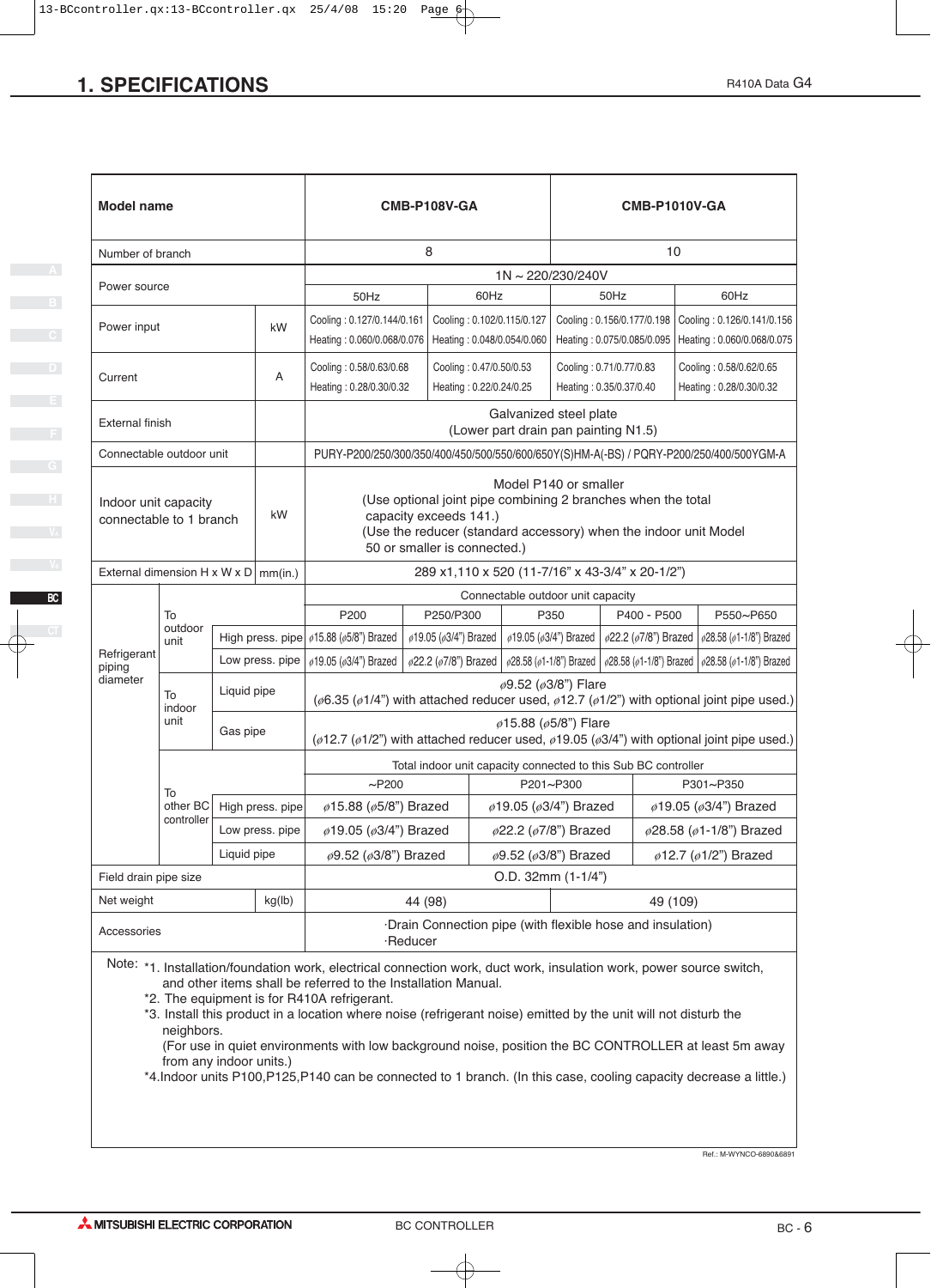# 1. SPECIFICATIONS

R410A Data G4

| Model name | | | CMB-P108V-GA | | CMB-P1010V-GA | | |
|---|---|---|---|---|---|---|---|
| Number of branch | | | 8 | | 10 | | |
| Power source | | | 1N ~ 220/230/240V | | | | |
| | | | 50Hz | 60Hz | 50Hz | 60Hz | |
| Power input | | kW | Cooling : 0.127/0.144/0.161<br>Heating : 0.060/0.068/0.076 | Cooling : 0.102/0.115/0.127<br>Heating : 0.048/0.054/0.060 | Cooling : 0.156/0.177/0.198<br>Heating : 0.075/0.085/0.095 | Cooling : 0.126/0.141/0.156<br>Heating : 0.060/0.068/0.075 | |
| Current | | A | Cooling : 0.58/0.63/0.68<br>Heating : 0.28/0.30/0.32 | Cooling : 0.47/0.50/0.53<br>Heating : 0.22/0.24/0.25 | Cooling : 0.71/0.77/0.83<br>Heating : 0.35/0.37/0.40 | Cooling : 0.58/0.62/0.65<br>Heating : 0.28/0.30/0.32 | |
| External finish | | | Galvanized steel plate (Lower part drain pan painting N1.5) | | | | |
| Connectable outdoor unit | | | PURY-P200/250/300/350/400/450/500/550/600/650Y(S)HM-A(-BS) / PQRY-P200/250/400/500YGM-A | | | | |
| Indoor unit capacity connectable to 1 branch | | kW | Model P140 or smaller (Use optional joint pipe combining 2 branches when the total capacity exceeds 141.) (Use the reducer (standard accessory) when the indoor unit Model 50 or smaller is connected.) | | | | |
| External dimension H x W x D | | mm(in.) | 289 x1,110 x 520 (11-7/16" x 43-3/4" x 20-1/2") | | | | |
| Refrigerant piping diameter | To outdoor unit | | Connectable outdoor unit capacity | | | | |
| | | | P200 | P250/P300 | P350 | P400 - P500 | P550~P650 |
| | | High press. pipe | ø15.88 (ø5/8") Brazed | ø19.05 (ø3/4") Brazed | ø19.05 (ø3/4") Brazed | ø22.2 (ø7/8") Brazed | ø28.58 (ø1-1/8") Brazed |
| | | Low press. pipe | ø19.05 (ø3/4") Brazed | ø22.2 (ø7/8") Brazed | ø28.58 (ø1-1/8") Brazed | ø28.58 (ø1-1/8") Brazed | ø28.58 (ø1-1/8") Brazed |
| | To indoor unit | Liquid pipe | ø9.52 (ø3/8") Flare (ø6.35 (ø1/4") with attached reducer used, ø12.7 (ø1/2") with optional joint pipe used.) | | | | |
| | | Gas pipe | ø15.88 (ø5/8") Flare (ø12.7 (ø1/2") with attached reducer used, ø19.05 (ø3/4") with optional joint pipe used.) | | | | |
| | To other BC controller | | Total indoor unit capacity connected to this Sub BC controller | | | | |
| | | | ~P200 | P201~P300 | P301~P350 | | |
| | | High press. pipe | ø15.88 (ø5/8") Brazed | ø19.05 (ø3/4") Brazed | ø19.05 (ø3/4") Brazed | | |
| | | Low press. pipe | ø19.05 (ø3/4") Brazed | ø22.2 (ø7/8") Brazed | ø28.58 (ø1-1/8") Brazed | | |
| | | Liquid pipe | ø9.52 (ø3/8") Brazed | ø9.52 (ø3/8") Brazed | ø12.7 (ø1/2") Brazed | | |
| Field drain pipe size | | | O.D. 32mm (1-1/4") | | | | |
| Net weight | | kg(lb) | 44 (98) | | 49 (109) | | |
| Accessories | | | ·Drain Connection pipe (with flexible hose and insulation)<br>·Reducer | | | | |

Note:
*1. Installation/foundation work, electrical connection work, duct work, insulation work, power source switch, and other items shall be referred to the Installation Manual.
*2. The equipment is for R410A refrigerant.
*3. Install this product in a location where noise (refrigerant noise) emitted by the unit will not disturb the neighbors.
(For use in quiet environments with low background noise, position the BC CONTROLLER at least 5m away from any indoor units.)
*4.Indoor units P100,P125,P140 can be connected to 1 branch. (In this case, cooling capacity decrease a little.)

Ref.: M-WYNCO-6890&6891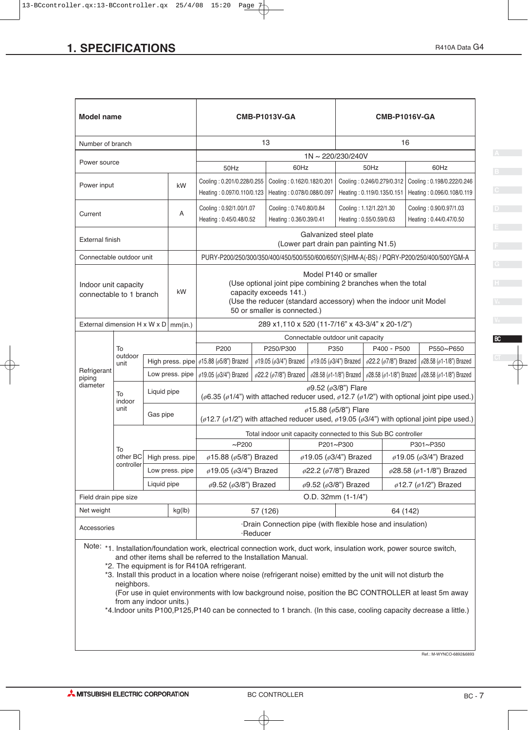# 1. SPECIFICATIONS

| Model name | | | | CMB-P1013V-GA | | CMB-P1016V-GA | |
|---|---|---|---|---|---|---|---|
| Number of branch | | | | 13 | | 16 | |
| Power source | | | | 1N ~ 220/230/240V | | | |
| | | | | 50Hz | 60Hz | 50Hz | 60Hz |
| Power input | | | kW | Cooling : 0.201/0.228/0.255<br>Heating : 0.097/0.110/0.123 | Cooling : 0.162/0.182/0.201<br>Heating : 0.078/0.088/0.097 | Cooling : 0.246/0.279/0.312<br>Heating : 0.119/0.135/0.151 | Cooling : 0.198/0.222/0.246<br>Heating : 0.096/0.108/0.119 |
| Current | | | A | Cooling : 0.92/1.00/1.07<br>Heating : 0.45/0.48/0.52 | Cooling : 0.74/0.80/0.84<br>Heating : 0.36/0.39/0.41 | Cooling : 1.12/1.22/1.30<br>Heating : 0.55/0.59/0.63 | Cooling : 0.90/0.97/1.03<br>Heating : 0.44/0.47/0.50 |
| External finish | | | | Galvanized steel plate<br>(Lower part drain pan painting N1.5) | | | |
| Connectable outdoor unit | | | | PURY-P200/250/300/350/400/450/500/550/600/650Y(S)HM-A(-BS) / PQRY-P200/250/400/500YGM-A | | | |
| Indoor unit capacity connectable to 1 branch | | | kW | Model P140 or smaller<br>(Use optional joint pipe combining 2 branches when the total capacity exceeds 141.)<br>(Use the reducer (standard accessory) when the indoor unit Model 50 or smaller is connected.) | | | |
| External dimension H x W x D | | | mm(in.) | 289 x1,110 x 520 (11-7/16" x 43-3/4" x 20-1/2") | | | |

| Refrigerant piping diameter | | | Connectable outdoor unit capacity | | | | |
|---|---|---|---|---|---|---|---|
| | | | P200 | P250/P300 | P350 | P400 - P500 | P550~P650 |
| | To outdoor unit | High press. pipe | ø15.88 (ø5/8") Brazed | ø19.05 (ø3/4") Brazed | ø19.05 (ø3/4") Brazed | ø22.2 (ø7/8") Brazed | ø28.58 (ø1-1/8") Brazed |
| | | Low press. pipe | ø19.05 (ø3/4") Brazed | ø22.2 (ø7/8") Brazed | ø28.58 (ø1-1/8") Brazed | ø28.58 (ø1-1/8") Brazed | ø28.58 (ø1-1/8") Brazed |
| | To indoor unit | Liquid pipe | ø9.52 (ø3/8") Flare<br>(ø6.35 (ø1/4") with attached reducer used, ø12.7 (ø1/2") with optional joint pipe used.) | | | | |
| | | Gas pipe | ø15.88 (ø5/8") Flare<br>(ø12.7 (ø1/2") with attached reducer used, ø19.05 (ø3/4") with optional joint pipe used.) | | | | |
| | To other BC controller | | Total indoor unit capacity connected to this Sub BC controller | | | | |
| | | | ~P200 | P201~P300 | P301~P350 | | |
| | | High press. pipe | ø15.88 (ø5/8") Brazed | ø19.05 (ø3/4") Brazed | ø19.05 (ø3/4") Brazed | | |
| | | Low press. pipe | ø19.05 (ø3/4") Brazed | ø22.2 (ø7/8") Brazed | ø28.58 (ø1-1/8") Brazed | | |
| | | Liquid pipe | ø9.52 (ø3/8") Brazed | ø9.52 (ø3/8") Brazed | ø12.7 (ø1/2") Brazed | | |
| Field drain pipe size | | | O.D. 32mm (1-1/4") | | | | |
| Net weight | kg(lb) | | 57 (126) | | 64 (142) | | |
| Accessories | | | ·Drain Connection pipe (with flexible hose and insulation)<br>·Reducer | | | | |

Note:
*1. Installation/foundation work, electrical connection work, duct work, insulation work, power source switch, and other items shall be referred to the Installation Manual.
*2. The equipment is for R410A refrigerant.
*3. Install this product in a location where noise (refrigerant noise) emitted by the unit will not disturb the neighbors.
(For use in quiet environments with low background noise, position the BC CONTROLLER at least 5m away from any indoor units.)
*4.Indoor units P100,P125,P140 can be connected to 1 branch. (In this case, cooling capacity decrease a little.)

Ref.: M-WYNCO-6892&6893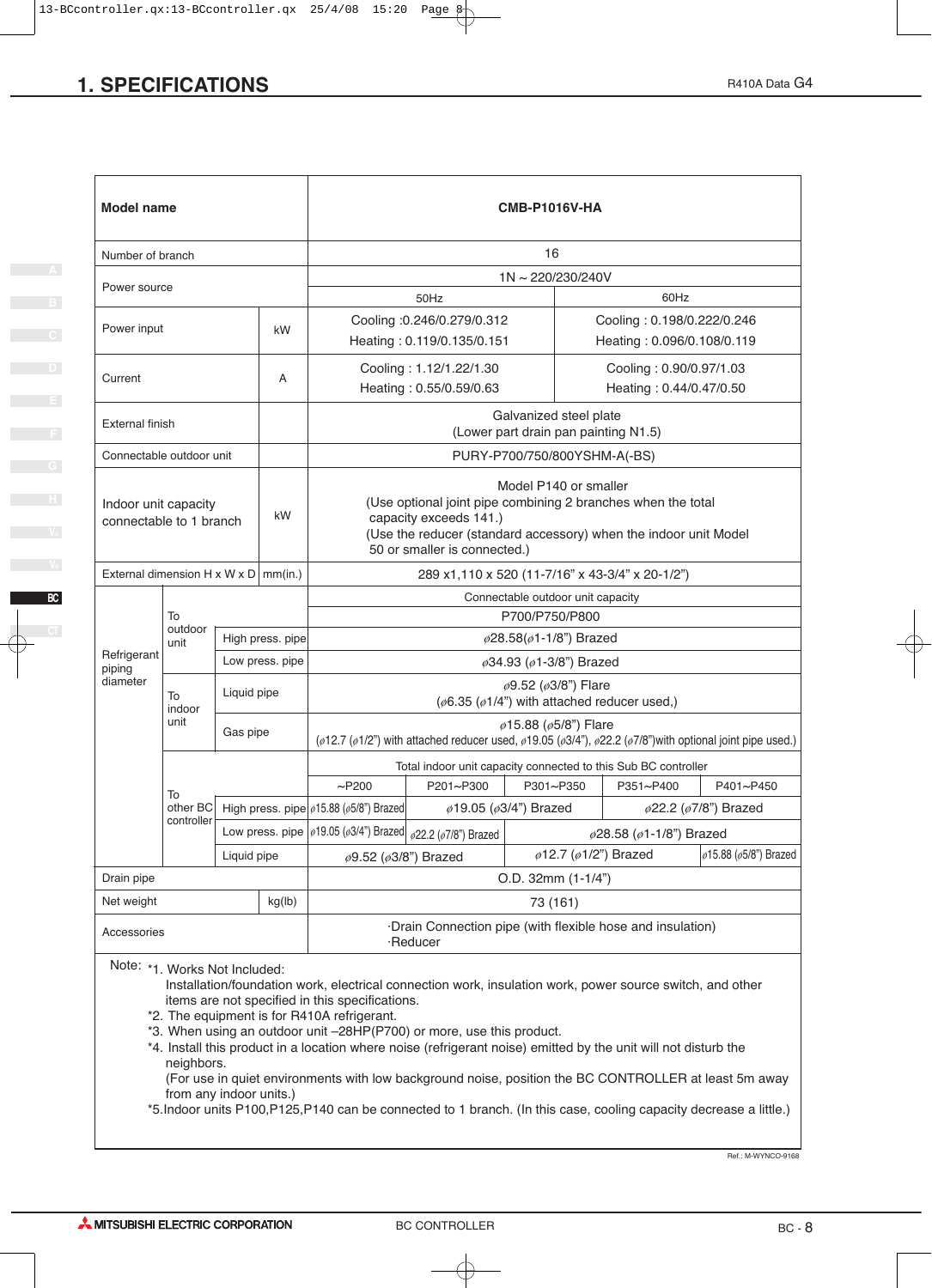# 1. SPECIFICATIONS

| Model name | | | CMB-P1016V-HA | | | | |
|---|---|---|---|---|---|---|---|
| Number of branch | | | 16 | | | | |
| Power source | | | 1N ~ 220/230/240V | | | | |
| | | | 50Hz | | 60Hz | | |
| Power input | | kW | Cooling :0.246/0.279/0.312<br>Heating : 0.119/0.135/0.151 | | Cooling : 0.198/0.222/0.246<br>Heating : 0.096/0.108/0.119 | | |
| Current | | A | Cooling : 1.12/1.22/1.30<br>Heating : 0.55/0.59/0.63 | | Cooling : 0.90/0.97/1.03<br>Heating : 0.44/0.47/0.50 | | |
| External finish | | | Galvanized steel plate<br>(Lower part drain pan painting N1.5) | | | | |
| Connectable outdoor unit | | | PURY-P700/750/800YSHM-A(-BS) | | | | |
| Indoor unit capacity connectable to 1 branch | | kW | Model P140 or smaller<br>(Use optional joint pipe combining 2 branches when the total capacity exceeds 141.)<br>(Use the reducer (standard accessory) when the indoor unit Model 50 or smaller is connected.) | | | | |
| External dimension H x W x D | | mm(in.) | 289 x1,110 x 520 (11-7/16" x 43-3/4" x 20-1/2") | | | | |
| Refrigerant piping diameter | To outdoor unit | | Connectable outdoor unit capacity | | | | |
| | | | P700/P750/P800 | | | | |
| | | High press. pipe | ø28.58(ø1-1/8") Brazed | | | | |
| | | Low press. pipe | ø34.93 (ø1-3/8") Brazed | | | | |
| | To indoor unit | Liquid pipe | ø9.52 (ø3/8") Flare<br>(ø6.35 (ø1/4") with attached reducer used,) | | | | |
| | | Gas pipe | ø15.88 (ø5/8") Flare<br>(ø12.7 (ø1/2") with attached reducer used, ø19.05 (ø3/4"), ø22.2 (ø7/8")with optional joint pipe used.) | | | | |
| | To other BC controller | | Total indoor unit capacity connected to this Sub BC controller | | | | |
| | | | ~P200 | P201~P300 | P301~P350 | P351~P400 | P401~P450 |
| | | High press. pipe | ø15.88 (ø5/8") Brazed | ø19.05 (ø3/4") Brazed | | ø22.2 (ø7/8") Brazed | |
| | | Low press. pipe | ø19.05 (ø3/4") Brazed | ø22.2 (ø7/8") Brazed | ø28.58 (ø1-1/8") Brazed | | |
| | | Liquid pipe | ø9.52 (ø3/8") Brazed | | ø12.7 (ø1/2") Brazed | | ø15.88 (ø5/8") Brazed |
| Drain pipe | | | O.D. 32mm (1-1/4") | | | | |
| Net weight | | kg(lb) | 73 (161) | | | | |
| Accessories | | | ·Drain Connection pipe (with flexible hose and insulation)<br>·Reducer | | | | |

Note:
*1. Works Not Included:
Installation/foundation work, electrical connection work, insulation work, power source switch, and other items are not specified in this specifications.
*2. The equipment is for R410A refrigerant.
*3. When using an outdoor unit –28HP(P700) or more, use this product.
*4. Install this product in a location where noise (refrigerant noise) emitted by the unit will not disturb the neighbors.
(For use in quiet environments with low background noise, position the BC CONTROLLER at least 5m away from any indoor units.)
*5.Indoor units P100,P125,P140 can be connected to 1 branch. (In this case, cooling capacity decrease a little.)

Ref.: M-WYNCO-9168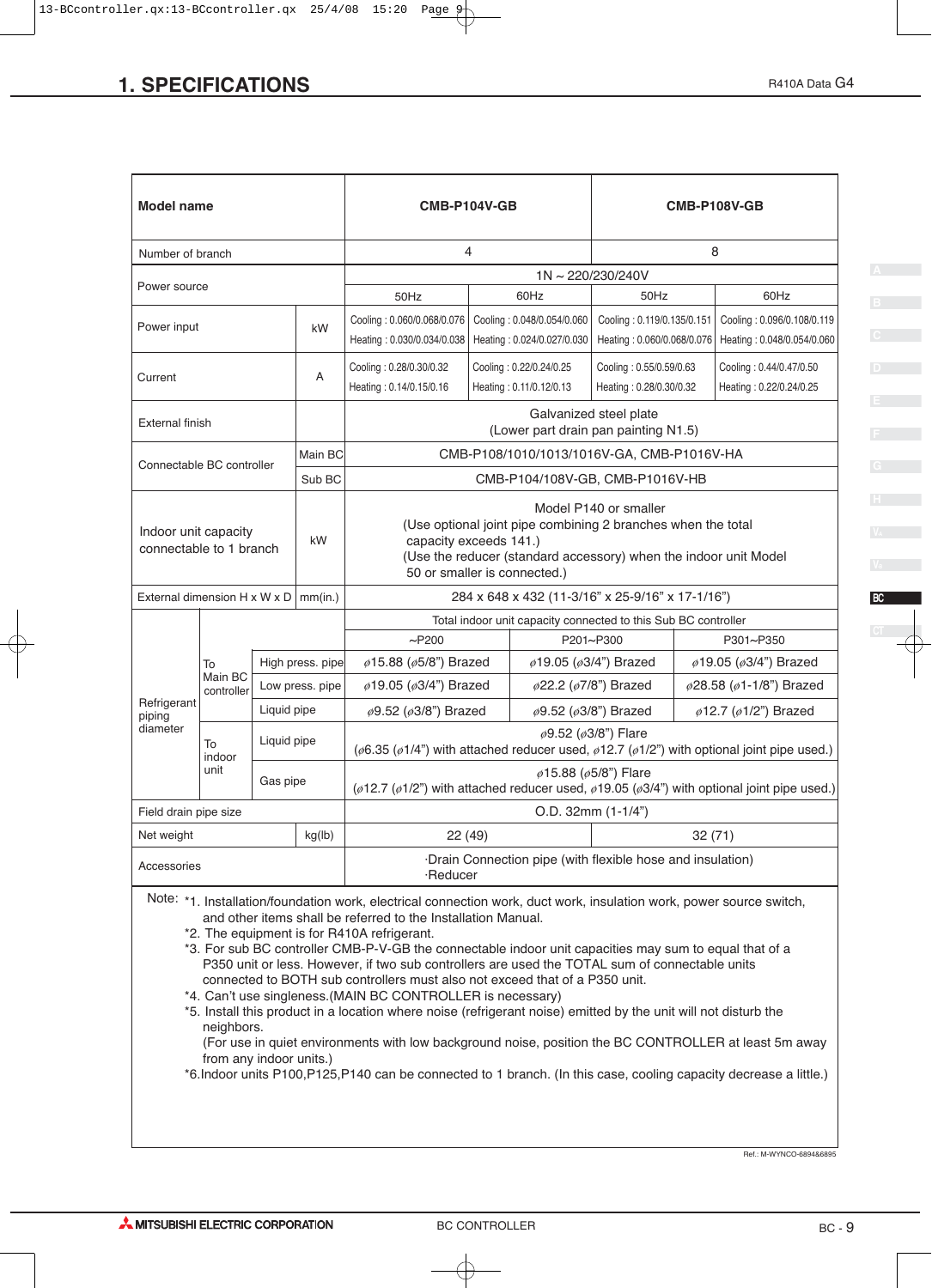# 1. SPECIFICATIONS

R410A Data G4

| Model name | | | | CMB-P104V-GB | | CMB-P108V-GB | |
|---|---|---|---|---|---|---|---|
| Number of branch | | | | 4 | | 8 | |
| Power source | | | | 1N ~ 220/230/240V | | | |
| | | | | 50Hz | 60Hz | 50Hz | 60Hz |
| Power input | | | kW | Cooling : 0.060/0.068/0.076<br>Heating : 0.030/0.034/0.038 | Cooling : 0.048/0.054/0.060<br>Heating : 0.024/0.027/0.030 | Cooling : 0.119/0.135/0.151<br>Heating : 0.060/0.068/0.076 | Cooling : 0.096/0.108/0.119<br>Heating : 0.048/0.054/0.060 |
| Current | | | A | Cooling : 0.28/0.30/0.32<br>Heating : 0.14/0.15/0.16 | Cooling : 0.22/0.24/0.25<br>Heating : 0.11/0.12/0.13 | Cooling : 0.55/0.59/0.63<br>Heating : 0.28/0.30/0.32 | Cooling : 0.44/0.47/0.50<br>Heating : 0.22/0.24/0.25 |
| External finish | | | | Galvanized steel plate<br>(Lower part drain pan painting N1.5) | | | |
| Connectable BC controller | | | Main BC | CMB-P108/1010/1013/1016V-GA, CMB-P1016V-HA | | | |
| | | | Sub BC | CMB-P104/108V-GB, CMB-P1016V-HB | | | |
| Indoor unit capacity connectable to 1 branch | | | kW | Model P140 or smaller<br>(Use optional joint pipe combining 2 branches when the total capacity exceeds 141.)<br>(Use the reducer (standard accessory) when the indoor unit Model 50 or smaller is connected.) | | | |
| External dimension H x W x D | | | mm(in.) | 284 x 648 x 432 (11-3/16" x 25-9/16" x 17-1/16") | | | |
| Refrigerant piping diameter | | | | Total indoor unit capacity connected to this Sub BC controller | | | |
| | | | | ~P200 | P201~P300 | | P301~P350 |
| | To Main BC controller | High press. pipe | | ø15.88 (ø5/8") Brazed | ø19.05 (ø3/4") Brazed | | ø19.05 (ø3/4") Brazed |
| | | Low press. pipe | | ø19.05 (ø3/4") Brazed | ø22.2 (ø7/8") Brazed | | ø28.58 (ø1-1/8") Brazed |
| | | Liquid pipe | | ø9.52 (ø3/8") Brazed | ø9.52 (ø3/8") Brazed | | ø12.7 (ø1/2") Brazed |
| | To indoor unit | Liquid pipe | | ø9.52 (ø3/8") Flare<br>(ø6.35 (ø1/4") with attached reducer used, ø12.7 (ø1/2") with optional joint pipe used.) | | | |
| | | Gas pipe | | ø15.88 (ø5/8") Flare<br>(ø12.7 (ø1/2") with attached reducer used, ø19.05 (ø3/4") with optional joint pipe used.) | | | |
| Field drain pipe size | | | | O.D. 32mm (1-1/4") | | | |
| Net weight | | | kg(lb) | 22 (49) | | 32 (71) | |
| Accessories | | | | ·Drain Connection pipe (with flexible hose and insulation)<br>·Reducer | | | |

Note:
*1. Installation/foundation work, electrical connection work, duct work, insulation work, power source switch, and other items shall be referred to the Installation Manual.
*2. The equipment is for R410A refrigerant.
*3. For sub BC controller CMB-P-V-GB the connectable indoor unit capacities may sum to equal that of a P350 unit or less. However, if two sub controllers are used the TOTAL sum of connectable units connected to BOTH sub controllers must also not exceed that of a P350 unit.
*4. Can't use singleness.(MAIN BC CONTROLLER is necessary)
*5. Install this product in a location where noise (refrigerant noise) emitted by the unit will not disturb the neighbors.
(For use in quiet environments with low background noise, position the BC CONTROLLER at least 5m away from any indoor units.)
*6.Indoor units P100,P125,P140 can be connected to 1 branch. (In this case, cooling capacity decrease a little.)

Ref.: M-WYNCO-6894&6895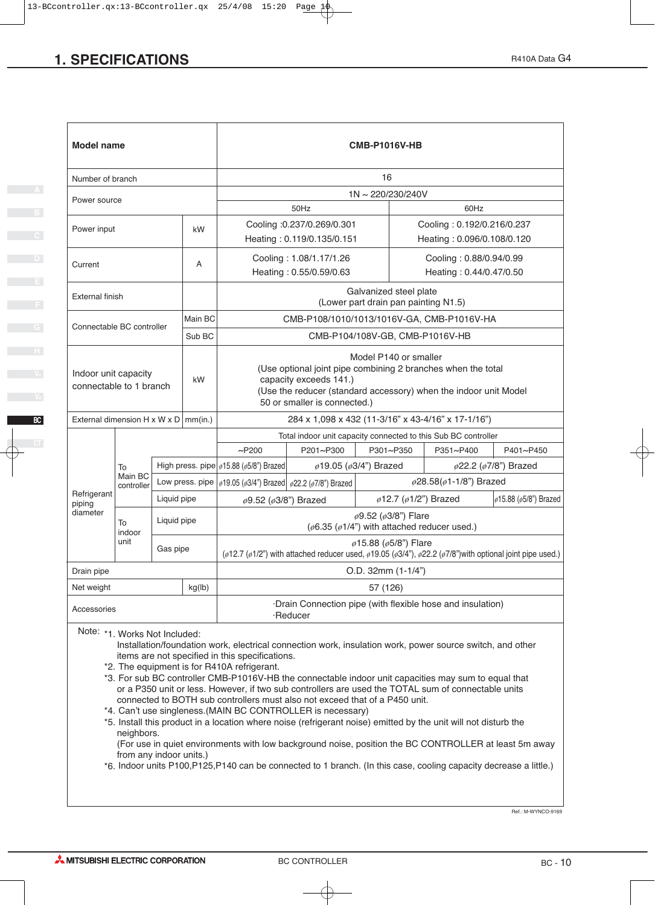# 1. SPECIFICATIONS

R410A Data G4

| Model name | | | | CMB-P1016V-HB | | | | |
|---|---|---|---|---|---|---|---|---|
| Number of branch | | | | 16 | | | | |
| Power source | | | | 1N ~ 220/230/240V | | | | |
| | | | | 50Hz | | | 60Hz | |
| Power input | | | kW | Cooling :0.237/0.269/0.301<br>Heating : 0.119/0.135/0.151 | | | Cooling : 0.192/0.216/0.237<br>Heating : 0.096/0.108/0.120 | |
| Current | | | A | Cooling : 1.08/1.17/1.26<br>Heating : 0.55/0.59/0.63 | | | Cooling : 0.88/0.94/0.99<br>Heating : 0.44/0.47/0.50 | |
| External finish | | | | Galvanized steel plate<br>(Lower part drain pan painting N1.5) | | | | |
| Connectable BC controller | | | Main BC | CMB-P108/1010/1013/1016V-GA, CMB-P1016V-HA | | | | |
| | | | Sub BC | CMB-P104/108V-GB, CMB-P1016V-HB | | | | |
| Indoor unit capacity connectable to 1 branch | | | kW | Model P140 or smaller<br>(Use optional joint pipe combining 2 branches when the total capacity exceeds 141.)<br>(Use the reducer (standard accessory) when the indoor unit Model 50 or smaller is connected.) | | | | |
| External dimension H x W x D | | | mm(in.) | 284 x 1,098 x 432 (11-3/16" x 43-4/16" x 17-1/16") | | | | |
| Refrigerant piping diameter | | | | Total indoor unit capacity connected to this Sub BC controller | | | | |
| | | | | ~P200 | P201~P300 | P301~P350 | P351~P400 | P401~P450 |
| | To Main BC controller | High press. pipe | | ⌀15.88 (⌀5/8") Brazed | ⌀19.05 (⌀3/4") Brazed | | ⌀22.2 (⌀7/8") Brazed | |
| | | Low press. pipe | | ⌀19.05 (⌀3/4") Brazed | ⌀22.2 (⌀7/8") Brazed | ⌀28.58(⌀1-1/8") Brazed | | |
| | | Liquid pipe | | ⌀9.52 (⌀3/8") Brazed | | ⌀12.7 (⌀1/2") Brazed | | ⌀15.88 (⌀5/8") Brazed |
| | To indoor unit | Liquid pipe | | ⌀9.52 (⌀3/8") Flare<br>(⌀6.35 (⌀1/4") with attached reducer used.) | | | | |
| | | Gas pipe | | ⌀15.88 (⌀5/8") Flare<br>(⌀12.7 (⌀1/2") with attached reducer used, ⌀19.05 (⌀3/4"), ⌀22.2 (⌀7/8")with optional joint pipe used.) | | | | |
| Drain pipe | | | | O.D. 32mm (1-1/4") | | | | |
| Net weight | | | kg(lb) | 57 (126) | | | | |
| Accessories | | | | ·Drain Connection pipe (with flexible hose and insulation)<br>·Reducer | | | | |

Note: *1. Works Not Included:
Installation/foundation work, electrical connection work, insulation work, power source switch, and other items are not specified in this specifications.
*2. The equipment is for R410A refrigerant.
*3. For sub BC controller CMB-P1016V-HB the connectable indoor unit capacities may sum to equal that or a P350 unit or less. However, if two sub controllers are used the TOTAL sum of connectable units connected to BOTH sub controllers must also not exceed that of a P450 unit.
*4. Can't use singleness.(MAIN BC CONTROLLER is necessary)
*5. Install this product in a location where noise (refrigerant noise) emitted by the unit will not disturb the neighbors.
(For use in quiet environments with low background noise, position the BC CONTROLLER at least 5m away from any indoor units.)
*6. Indoor units P100,P125,P140 can be connected to 1 branch. (In this case, cooling capacity decrease a little.)

Ref.: M-WYNCO-9169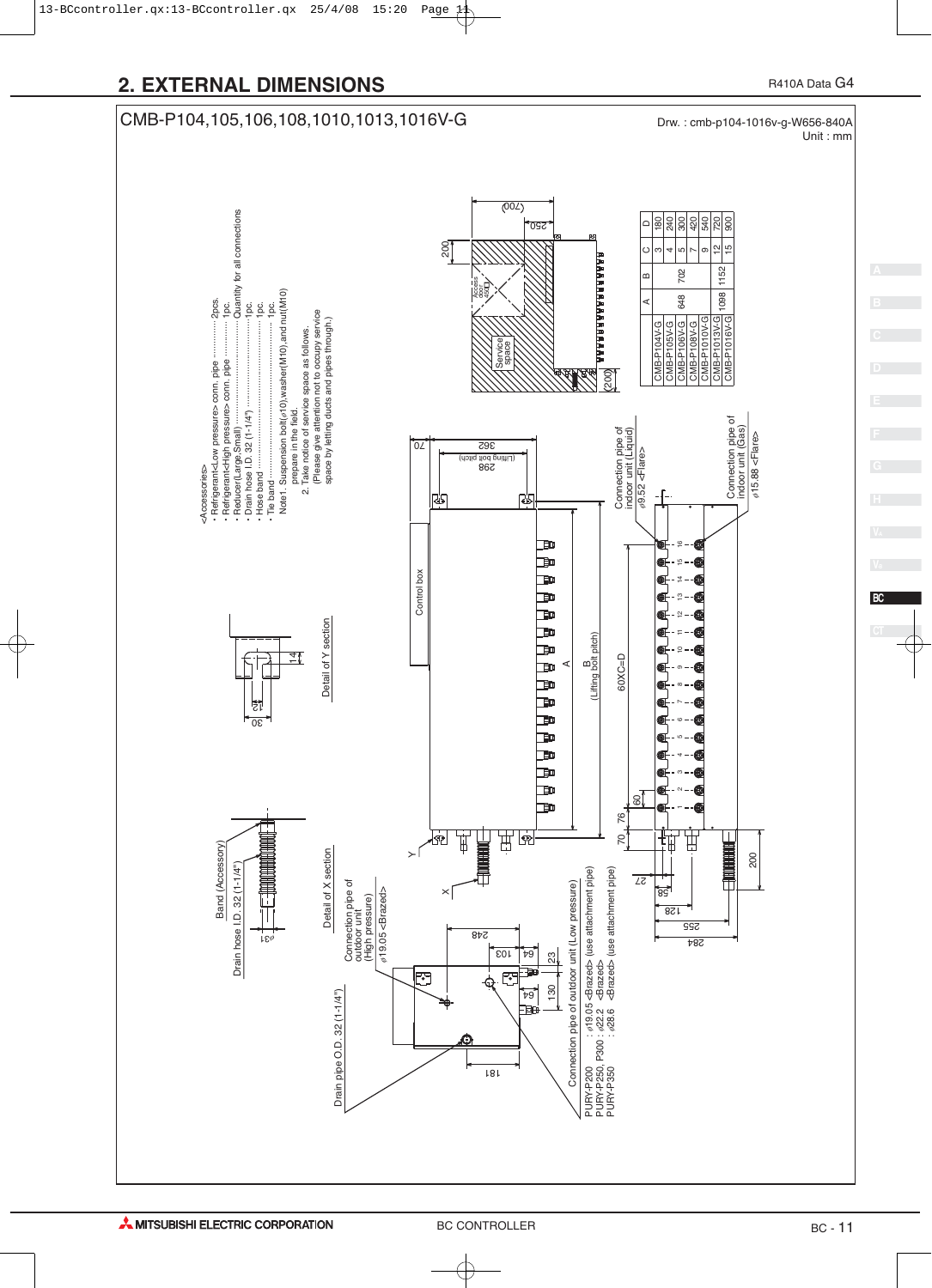## 2. EXTERNAL DIMENSIONS

R410A Data G4

CMB-P104,105,106,108,1010,1013,1016V-G

Drw. : cmb-p104-1016v-g-W656-840A
Unit : mm

<Accessories>

- Refrigerant<Low pressure> conn. pipe ............ 2pcs.
- Refrigerant<High pressure> conn. pipe ............ 1pc.
- Reducer(Large,Small) ........................................ Quantity for all connections
- Drain hose I.D. 32 (1-1/4") ........................................ 1pc.
- Hose band ........................................ 1pc.
- Tie band ........................................ 1pc.

Note1. Suspension bolt(ø10),washer(M10),and nut(M10) prepare in the field.
2. Take notice of service space as follows.
(Please give attention not to occupy service space by letting ducts and pipes through.)

| | A | B | C | D |
|---|---|---|---|---|
| CMB-P104V-G | 648 | 702 | 3 | 180 |
| CMB-P105V-G | | | 4 | 240 |
| CMB-P106V-G | | | 5 | 300 |
| CMB-P108V-G | | | 7 | 420 |
| CMB-P1010V-G | 1098 | 1152 | 9 | 540 |
| CMB-P1013V-G | | | 12 | 720 |
| CMB-P1016V-G | | | 15 | 900 |

Connection pipe of indoor unit (Liquid) ø9.52 <Flare>

Connection pipe of indoor unit (Gas) ø15.88 <Flare>

Connection pipe of outdoor unit (High pressure) ø19.05 <Brazed>

Connection pipe of outdoor unit (Low pressure)
PURY-P200 : ø19.05 <Brazed> (use attachment pipe)
PURY-P250, P300 : ø22.2 <Brazed>
PURY-P350 : ø28.6 <Brazed> (use attachment pipe)

Drain pipe O.D. 32 (1-1/4")

Drain hose I.D. 32 (1-1/4")

Band (Accessory)

Detail of X section

Detail of Y section

Control box

Service space

Access door 450□

B (Lifting bolt pitch)

60XC=D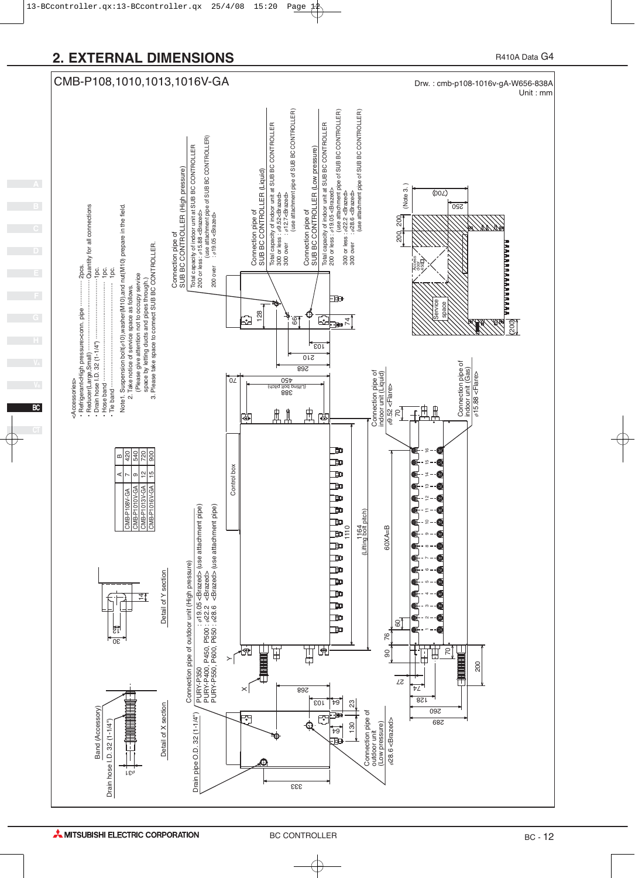## 2. EXTERNAL DIMENSIONS

R410A Data G4

### CMB-P108,1010,1013,1016V-GA

Drw. : cmb-p108-1016v-gA-W656-838A
Unit : mm

<Accessories>

- Refrigerant<High pressure>conn. pipe ··············· 2pcs.
- Reducer(Large,Small) ··································· Quantity for all connections
- Drain hose I.D. 32 (1-1/4") ························· 1pc.
- Hose band ·················································· 1pc.
- Tie band ····················································· 1pc.

Note1. Suspension bolt($\phi$10),washer(M10),and nut(M10) prepare in the field.
2. Take notice of service space as follows.
(Please give attention not to occupy service space by letting ducts and pipes through.)
3. Please take space to connect SUB BC CONTROLLER.

| | A | B |
|---|---|---|
| CMB-P108V-GA | 7 | 420 |
| CMB-P1010V-GA | 9 | 540 |
| CMB-P1013V-GA | 12 | 720 |
| CMB-P1016V-GA | 15 | 900 |

Connection pipe of SUB BC CONTROLLER (High pressure)
Total capacity of indoor unit at SUB BC CONTROLLER
200 or less : $\phi$15.88 <Brazed> (use attachment pipe of SUB BC CONTROLLER)
200 over : $\phi$19.05 <Brazed>

Connection pipe of SUB BC CONTROLLER (Liquid)
Total capacity of indoor unit at SUB BC CONTROLLER
300 or less : $\phi$9.52 <Brazed>
300 over : $\phi$12.7 <Brazed> (use attachment pipe of SUB BC CONTROLLER)

Connection pipe of SUB BC CONTROLLER (Low pressure)
Total capacity of indoor unit at SUB BC CONTROLLER
200 or less : $\phi$19.05 <Brazed> (use attachment pipe of SUB BC CONTROLLER)
300 or less : $\phi$22.2 <Brazed>
300 over : $\phi$28.6 <Brazed> (use attachment pipe of SUB BC CONTROLLER)

Connection pipe of outdoor unit (High pressure)
PURY-P350 : $\phi$19.05 <Brazed> (use attachment pipe)
PURY-P400, P450, P500 : $\phi$22.2 <Brazed>
PURY-P550, P600, P650 : $\phi$28.6 <Brazed> (use attachment pipe)

Connection pipe of outdoor unit (Low pressure)
$\phi$28.6 <Brazed>

Connection pipe of indoor unit (Liquid)
$\phi$9.52 <Flare>

Connection pipe of indoor unit (Gas)
$\phi$15.88 <Flare>

Drain pipe O.D. 32 (1-1/4")

Drain hose I.D. 32 (1-1/4")

Band (Accessory)

Detail of X section

Detail of Y section

Control box

Service space

Access door 450□

1164 (Lifting bolt pitch)

450 (Lifting bolt pitch)

60XA=B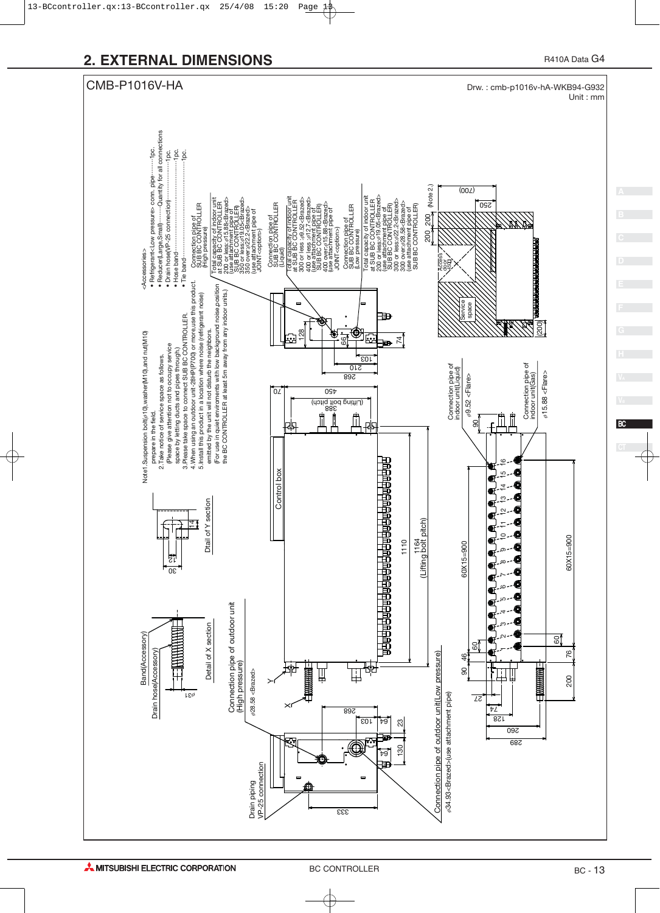## 2. EXTERNAL DIMENSIONS

R410A Data G4

CMB-P1016V-HA

Drw. : cmb-p1016v-hA-WKB94-G932
Unit : mm

<Accessories>
- Refrigerant<Low pressure> conn. pipe··········1pc.
- Reducer(Large,Small)·······Quantity for all connections
- Drain hose(VP-25 connection)··························1pc.
- Hose band··························································1pc.
- Tie band······························································1pc.

Note1.Suspension bolt(φ10),washer(M10),and nut(M10) prepare in the field.
2.Take notice of service space as follows. (Please give attention not to occupy service space by letting ducts and pipes through.)
3.Please take space to connect SUB BC CONTROLLER.
4.When using an outdoor unit-28HP(P700) or more,use this product.
5.Install this product in a location where noise (refrigerant noise) emitted by the unit will not disturb the neighbors. (For use in quiet environments with low background noise,position the BC CONTROLLER at least 5m away from any indoor units.)

Connection pipe of SUB BC CONTROLLER (High pressure)
Total capacity of indoor unit at SUB BC CONTROLLER
200 or less;φ15.88<Brazed> (use attachment pipe of SUB BC CONTROLLER)
350 or less;φ19.05<Brazed>
350 over;φ22.2<Brazed> (use attachment pipe of JOINT<option>)

Connection pipe of SUB BC CONTROLLER (Liquid)
Total capacity of indoor unit at SUB BC CONTROLLER
300 or less ;φ9.52<Brazed>
400 or less ;φ12.7<Brazed> (use attachment pipe of SUB BC CONTROLLER)
400 over;φ15.88<Brazed> (use attachment pipe of JOINT<option>)

Connection pipe of SUB BC CONTROLLER (Low pressure)
Total capacity of indoor unit at SUB BC CONTROLLER
200 or less;φ19.05<Brazed> (use attachment pipe of SUB BC CONTROLLER)
300 or less;φ22.2<Brazed>
300 over;φ28.58<Brazed> (use attachment pipe of SUB BC CONTROLLER)

Band(Accessory)
Drain hose(Accessory)
Detail of X section
Detail of Y section
Control box
Access door
Service space
(Note 2.)
1164 (Lifting bolt pitch)
388 (Lifting bolt pitch)
60X15=900

Connection pipe of outdoor unit (High pressure) φ28.58 <Brazed>

Connection pipe of outdoor unit(Low pressure) φ34.93<Brazed>(use attachment pipe)

Drain piping VP-25 connection

Connection pipe of indoor unit(Liquid) φ9.52 <Flare>

Connection pipe of indoor unit(Gas) φ15.88 <Flare>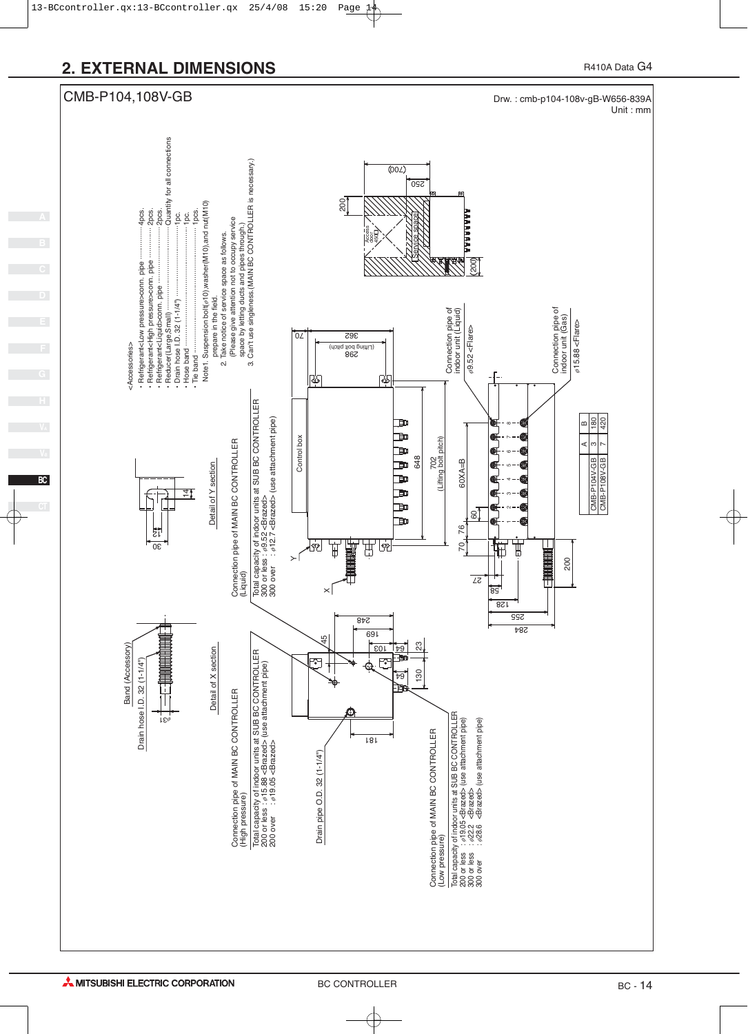## 2. EXTERNAL DIMENSIONS

R410A Data G4

CMB-P104,108V-GB

Drw. : cmb-p104-108v-gB-W656-839A
Unit : mm

<Accessories>

- Refrigerant<Low pressure>conn. pipe ............... 4pcs.
- Refrigerant<High pressure>conn. pipe ............... 2pcs.
- Refrigerant<Liquid>conn. pipe ........................... 2pcs.
- Reducer(Large,Small) ........................................ Quantity for all connections
- Drain hose I.D. 32 (1-1/4") ................................. 1pc.
- Hose band ........................................................ 1pc.
- Tie band ............................................................ 1pcs.

Note1. Suspension bolt(ø10),washer(M10),and nut(M10) prepare in the field.
2. Take notice of service space as follows. (Please give attention not to occupy service space by letting ducts and pipes through.)
3. Can't use singleness.(MAIN BC CONTROLLER is necessary.)

Connection pipe of MAIN BC CONTROLLER (Liquid)
Total capacity of indoor units at SUB BC CONTROLLER
300 or less : ø9.52 <Brazed>
300 over : ø12.7 <Brazed> (use attachment pipe)

Connection pipe of MAIN BC CONTROLLER (High pressure)
Total capacity of indoor units at SUB BC CONTROLLER
200 or less : ø15.88 <Brazed> (use attachment pipe)
200 over : ø19.05 <Brazed>

Connection pipe of MAIN BC CONTROLLER (Low pressure)
Total capacity of indoor units at SUB BC CONTROLLER
200 or less : ø19.05 <Brazed> (use attachment pipe)
300 or less : ø22.2 <Brazed>
300 over : ø28.6 <Brazed> (use attachment pipe)

Connection pipe of indoor unit (Liquid)
ø9.52 <Flare>

Connection pipe of indoor unit (Gas)
ø15.88 <Flare>

Drain pipe O.D. 32 (1-1/4")

Drain hose I.D. 32 (1-1/4")

Band (Accessory)

Detail of X section

Detail of Y section

Control box

Service space

Access door

648

702 (Lifting bolt pitch)

362

298 (Lifting bolt pitch)

60XA=B

|  | A | B |
|---|---|---|
| CMB-P104V-GB | 3 | 180 |
| CMB-P108V-GB | 7 | 420 |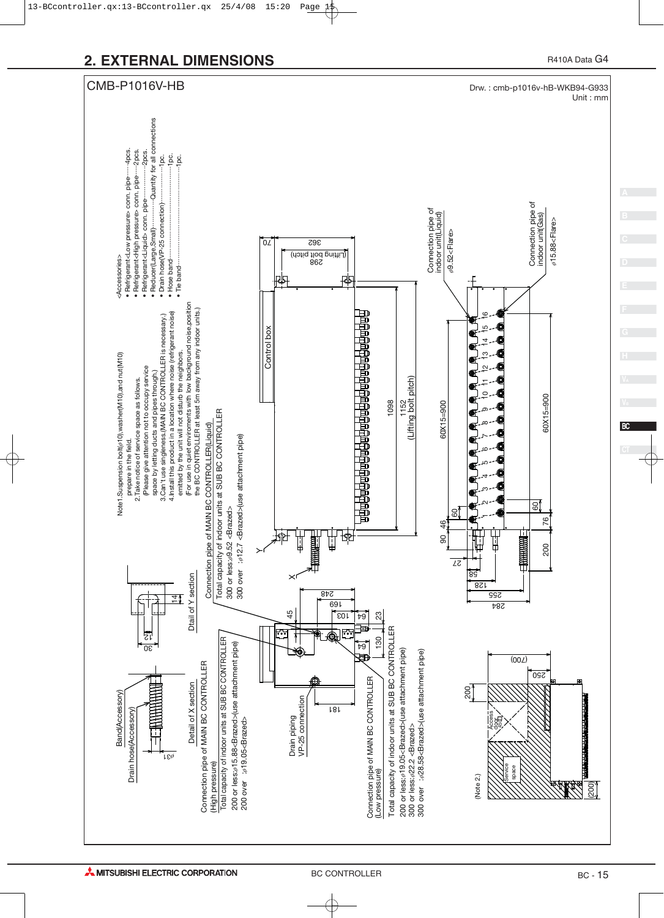## 2. EXTERNAL DIMENSIONS

R410A Data G4

CMB-P1016V-HB

Drw. : cmb-p1016v-hB-WKB94-G933
Unit : mm

<Accessories>

- Refrigerant<Low pressure> conn. pipe······4pcs.
- Refrigerant<High pressure> conn. pipe······2pcs.
- Refrigerant<Liquid> conn. pipe······2pcs.
- Reducer(Large,Small)······Quantity for all connections
- Drain hose(VP-25 connection)······1pc.
- Hose band······1pc.
- Tie band······1pc.

Note1.Suspension bolt(φ10),washer(M10),and nut(M10) prepare in the field.
2.Take notice of service space as follows. (Please give attention not to occupy service space by letting ducts and pipes through.)
3.Can't use singleness.(MAIN BC CONTROLLER is necessary.)
4.Install this product in a location where noise (refrigerant noise) emitted by the unit will not disturb the neighbors. (For use in quiet environments with low background noise,position the BC CONTROLLER at least 5m away from any indoor units.)

Connection pipe of MAIN BC CONTROLLER(Liquid)
Total capacity of indoor units at SUB BC CONTROLLER
300 or less:φ9.52 <Brazed>
300 over :φ12.7 <Brazed>(use attachment pipe)

Connection pipe of MAIN BC CONTROLLER (High pressure)
Total capacity of indoor units at SUB BC CONTROLLER
200 or less:φ15.88<Brazed>(use attachment pipe)
200 over :φ19.05<Brazed>

Connection pipe of MAIN BC CONTROLLER (Low pressure)
Total capacity of indoor units at SUB BC CONTROLLER
200 or less:φ19.05<Brazed>(use attachment pipe)
300 or less:φ22.2 <Brazed>
300 over :φ28.58<Brazed>(use attachment pipe)

Connection pipe of indoor unit(Liquid) φ9.52<Flare>

Connection pipe of indoor unit(Gas) φ15.88<Flare>

Drain piping VP-25 connection

Band(Accessory)

Drain hose(Accessory)

Detail of X section

Dtail of Y section

Control box

Access door

Service space

(Note 2.)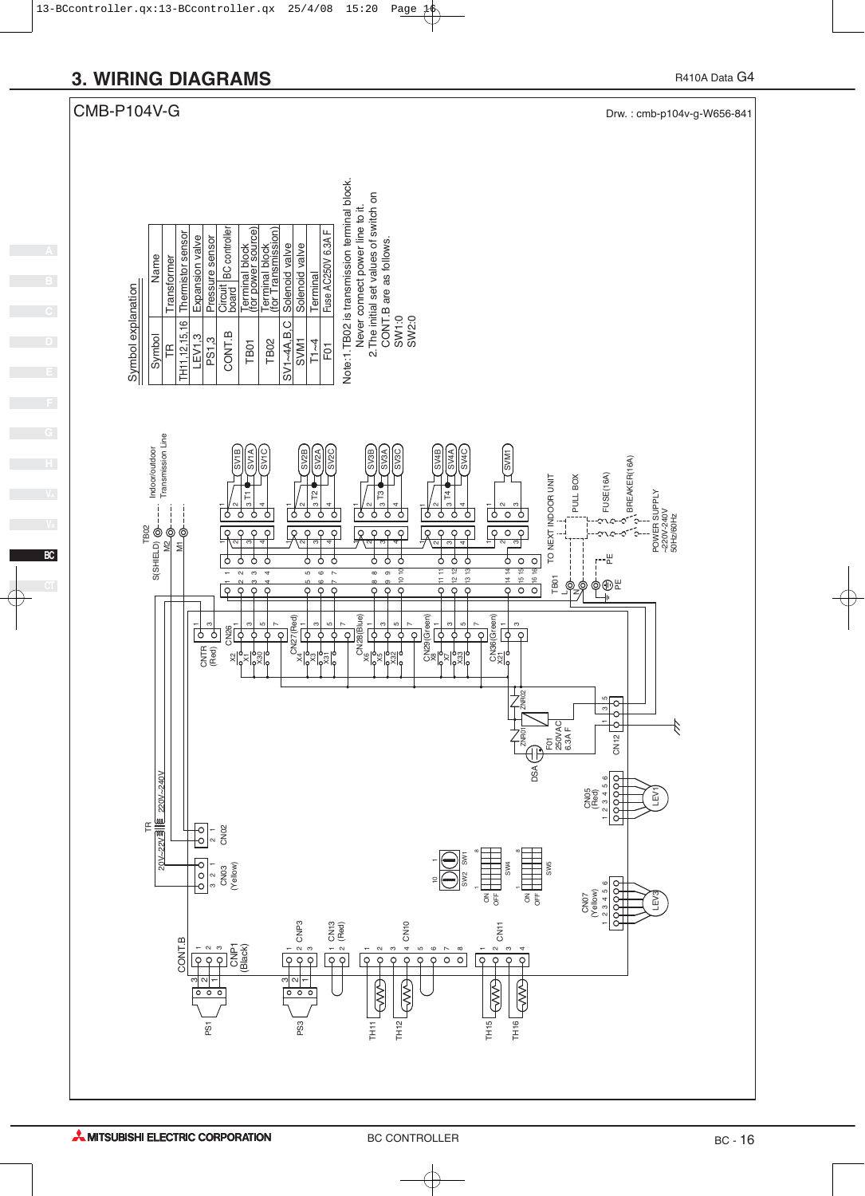# 3. WIRING DIAGRAMS

## CMB-P104V-G

Drw. : cmb-p104v-g-W656-841

**Symbol explanation**

| Symbol | Name |
|---|---|
| TR | Transformer |
| TH11,12,15,16 | Thermistor sensor |
| LEV1,3 | Expansion valve |
| PS1,3 | Pressure sensor |
| CONT.B | Circuit board / BC controller |
| TB01 | Terminal block (for power source) |
| TB02 | Terminal block (for Transmission) |
| SV1~4A,B,C | Solenoid valve |
| SVM1 | Solenoid valve |
| T1~4 | Terminal |
| F01 | Fuse AC250V 6.3A F |

Note:1.TB02 is transmission terminal block.
Never connect power line to it.
2.The initial set values of switch on CONT.B are as follows.
SW1:0
SW2:0

TB02, S(SHIELD), M2, M1, Indoor/outdoor Transmission Line

SV1B, SV1A, SV1C, T1, SV2B, SV2A, SV2C, T2, SV3B, SV3A, SV3C, T3, SV4B, SV4A, SV4C, T4, SVM1

TO NEXT INDOOR UNIT, PULL BOX, FUSE(16A), BREAKER(16A), POWER SUPPLY ~220V-240V 50Hz/60Hz, TB01, L, N, PE

TR, 20V~22V, 220V~240V, CN02, CN03 (Yellow), CNTR (Red), CN26, CN27(Red), CN28(Blue), CN29(Green), CN36(Green), X1, X2, X30, X3, X4, X31, X5, X6, X32, X7, X8, X33, X21

ZNR01, ZNR02, F01 250VAC 6.3A F, DSA, CN12, CN05 (Red), LEV1, CN07 (Yellow), LEV3

SW1, SW2, SW4, SW5, ON, OFF

CONT.B, CNP1 (Black), PS1, CNP3, PS3, CN13 (Red), CN10, TH11, TH12, CN11, TH15, TH16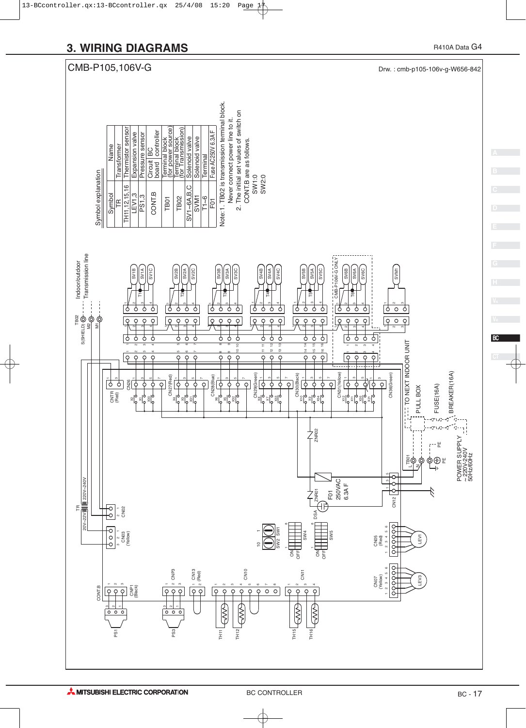# 3. WIRING DIAGRAMS

## CMB-P105,106V-G

Drw. : cmb-p105-106v-g-W656-842

**Symbol explanation**

| Symbol | Name |
|---|---|
| TR | Transformer |
| TH11,12,15,16 | Thermistor sensor |
| LEV1,3 | Expansion valve |
| PS1,3 | Pressure sensor |
| CONT.B | Circuit board / BC controller |
| TB01 | Terminal block (for power source) |
| TB02 | Terminal block (for Transmission) |
| SV1~6A,B,C | Solenoid valve |
| SVM1 | Solenoid valve |
| T1~6 | Terminal |
| F01 | Fuse AC250V 6.3A F |

Note:1. TB02 is transmission terminal block. Never connect power line to it.

2. The initial set values of switch on CONT.B are as follows.

SW1:0

SW2:0

Indoor/outdoor Transmission line

TB02 M1 M2 S(SHIELD)

CMB-P106V-G ONLY

TO NEXT INDOOR UNIT

PULL BOX

FUSE(16A)

BREAKER(16A)

POWER SUPPLY ~220V-240V 50Hz/60Hz

TB01 L N PE

F01 250VAC 6.3A F

TR 220V~240V 20V~22V

CONT.B CNTR (Red) CN26 CN27(Red) CN28(Blue) CN29(Green) CN30(Black) CN31(Yellow) CN36(Green) CN02 CN03 (Yellow) CN12 CN05 (Red) CN07 (Yellow) CNP1 (Black) CNP3 CN13 (Red) CN10 CN11

SW1 SW2 SW4 SW5 ZNR01 ZNR02 DSA

PS1 PS3 TH11 TH12 TH15 TH16 LEV1 LEV3

SV1A SV1B SV1C SV2A SV2B SV2C SV3A SV3B SV3C SV4A SV4B SV4C SV5A SV5B SV5C SV6A SV6B SV6C SVM1 T1 T2 T3 T4 T5 T6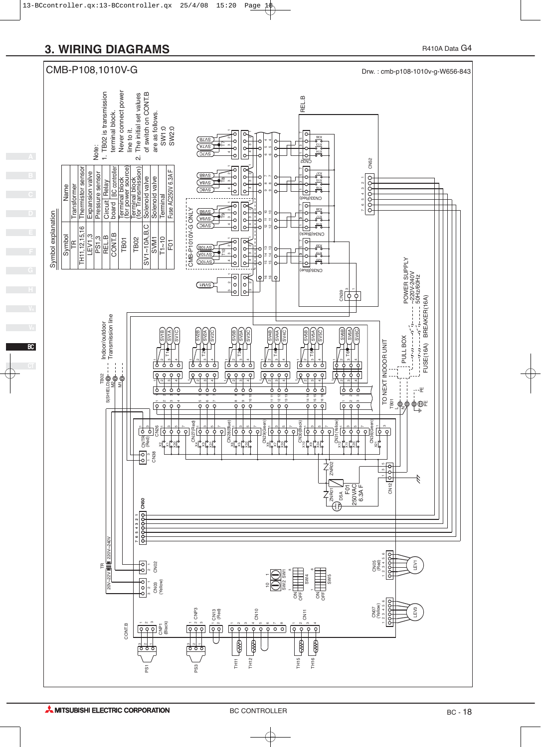# 3. WIRING DIAGRAMS

R410A Data G4

CMB-P108,1010V-G

Drw. : cmb-p108-1010v-g-W656-843

Symbol explanation

| Symbol | Name | |
|---|---|---|
| TR | Transformer | |
| TH11,12,15,16 | Thermistor sensor | |
| LEV1,3 | Expansion valve | |
| PS1,3 | Pressure sensor | |
| REL.B | Circuit board | Relay |
| CONT.B | | BC controller |
| TB01 | Terminal block (for power source) | |
| TB02 | Terminal block (for Transmission) | |
| SV1~10A,B,C | Solenoid valve | |
| SVM1 | Solenoid valve | |
| T1~10 | Terminal | |
| F01 | Fuse AC250V 6.3A F | |

Note:

1. TB02 is transmission terminal block. Never connect power line to it.
2. The initial set values of switch on CONT.B are as follows.
   SW1:0
   SW2:0

CMB-P1010V-G ONLY

Indoor/outdoor Transmission line

TO NEXT INDOOR UNIT

PULL BOX

FUSE(16A) BREAKER(16A)

POWER SUPPLY ~220V-240V 50Hz/60Hz

F01 250VAC 6.3A F

TR 20V~22V 220V~240V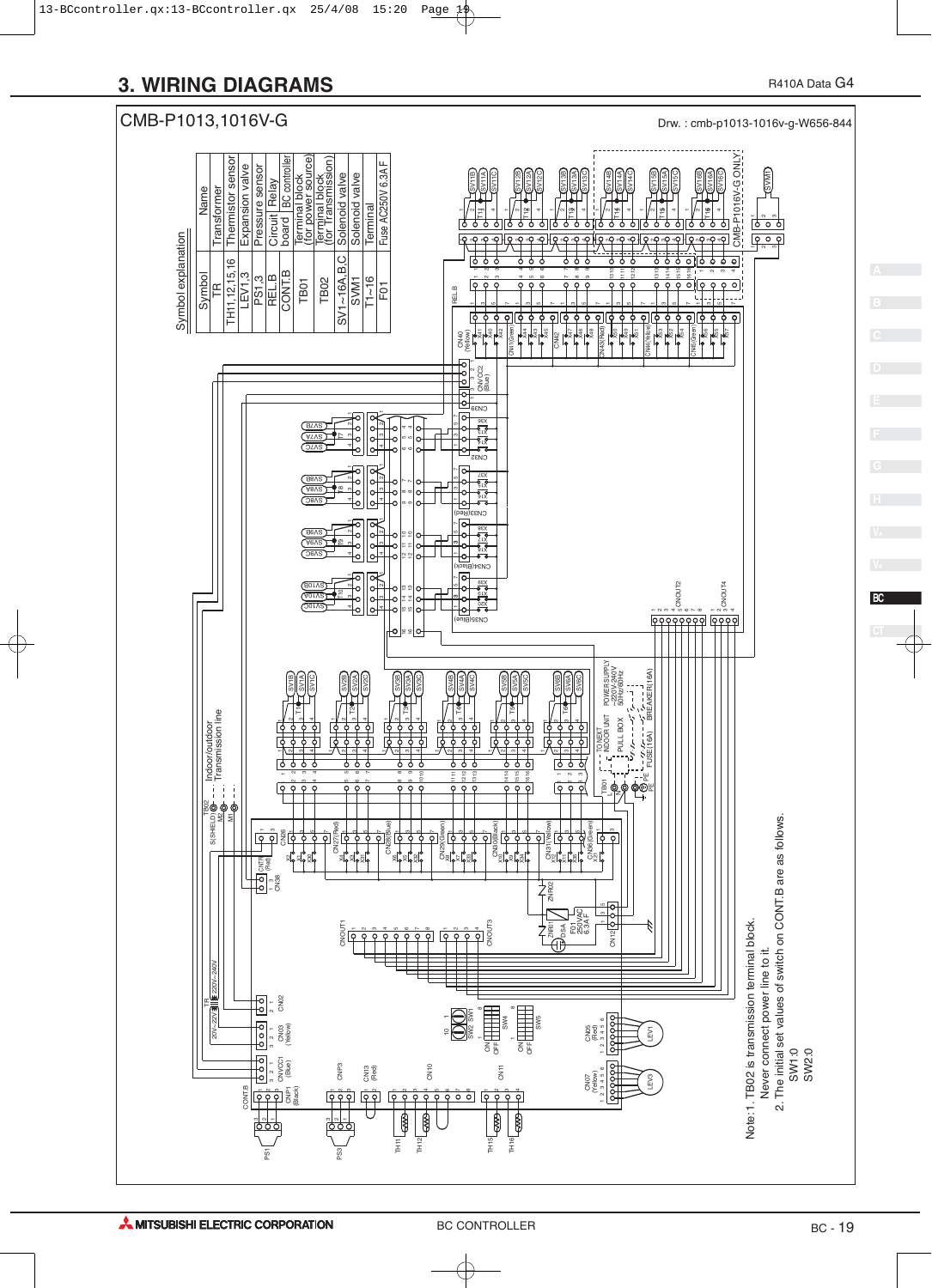# 3. WIRING DIAGRAMS

R410A Data G4

## CMB-P1013,1016V-G

Drw. : cmb-p1013-1016v-g-W656-844

Symbol explanation

| Symbol | Name |
|---|---|
| TR | Transformer |
| TH11,12,15,16 | Thermistor sensor |
| LEV1,3 | Expansion valve |
| PS1,3 | Pressure sensor |
| REL.B | Circuit board / Relay |
| CONT.B | Circuit board / BC controller |
| TB01 | Terminal block (for power source) |
| TB02 | Terminal block (for Transmission) |
| SV1~16A,B,C | Solenoid valve |
| SVM1 | Solenoid valve |
| T1~16 | Terminal |
| F01 | Fuse AC250V 6.3A F |

Indoor/outdoor Transmission line

TO NEXT INDOOR UNIT

PULL BOX

FUSE(16A)

BREAKER(16A)

POWER SUPPLY ~220V-240V 50Hz/60Hz

CMB-P1016V-G ONLY

Note:1. TB02 is transmission terminal block.
Never connect power line to it.
2. The initial set values of switch on CONT.B are as follows.
SW1:0
SW2:0

MITSUBISHI ELECTRIC CORPORATION

BC CONTROLLER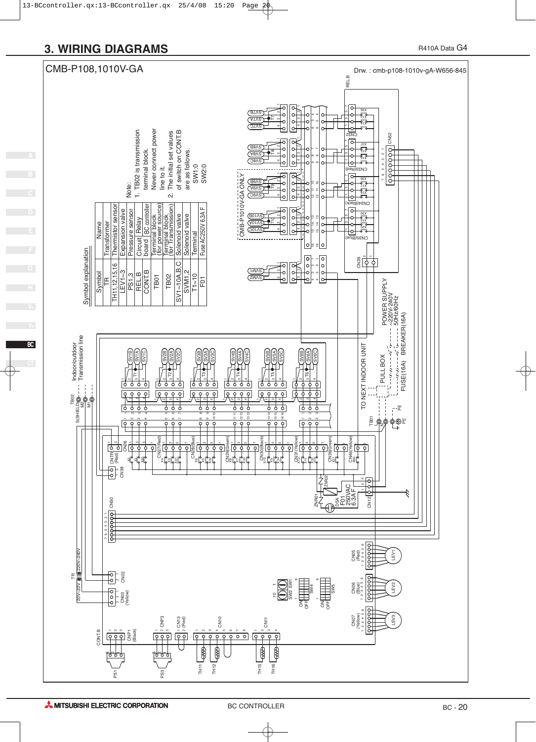# 3. WIRING DIAGRAMS

## CMB-P108,1010V-GA

Drw. : cmb-p108-1010v-gA-W656-845

**Symbol explanation**

| Symbol | Name | |
|---|---|---|
| TR | Transformer | |
| TH11,12,15,16 | Thermistor sensor | |
| LEV1~3 | Expansion valve | |
| PS1,3 | Pressure sensor | |
| REL.B | Circuit board | Relay |
| CONT.B | | BC controller |
| TB01 | Terminal block (for power source) | |
| TB02 | Terminal block (for Transmission) | |
| SV1~10A,B,C | Solenoid valve | |
| SVM1,2 | Solenoid valve | |
| T1~10 | Terminal | |
| F01 | Fuse AC250V 6.3A F | |

Note:
1. TB02 is transmission terminal block. Never connect power line to it.
2. The initial set values of switch on CONT.B are as follows.
   SW1:0
   SW2:0

CMB-P1010V-GA ONLY

Indoor/outdoor Transmission line

TO NEXT INDOOR UNIT

PULL BOX

FUSE(16A)

BREAKER(16A)

POWER SUPPLY ~220V-240V 50Hz/60Hz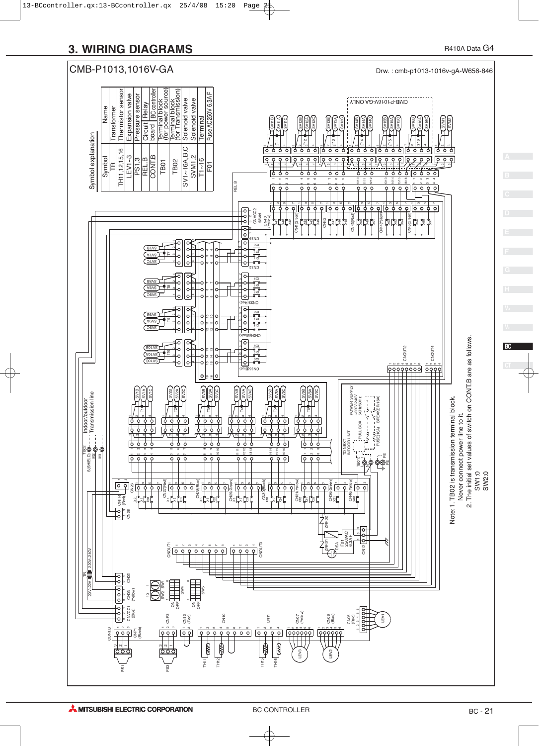# 3. WIRING DIAGRAMS

R410A Data G4

## CMB-P1013,1016V-GA

Drw. : cmb-p1013-1016v-gA-W656-846

Symbol explanation

| Symbol | Name |
|---|---|
| TR | Transformer |
| TH11,12,15,16 | Thermistor sensor |
| LEV1~3 | Expansion valve |
| PS1,3 | Pressure sensor |
| REL.B | Circuit board — Relay |
| CONT.B | Circuit board — BC controller |
| TB01 | Terminal block (for power source) |
| TB02 | Terminal block (for Transmission) |
| SV1~16A,B,C | Solenoid valve |
| SVM1,2 | Solenoid valve |
| T1~16 | Terminal |
| F01 | Fuse AC250V 6.3A F |

CMB-P1016V-GA ONLY

Indoor/outdoor Transmission line

TO NEXT INDOOR UNIT

POWER SUPPLY ~220V-240V 50Hz/60Hz

PULL BOX

FUSE(16A)

BREAKER(16A)

Note: 1. TB02 is transmission terminal block. Never connect power line to it.

2. The initial set values of switch on CONT.B are as follows.

SW1:0

SW2:0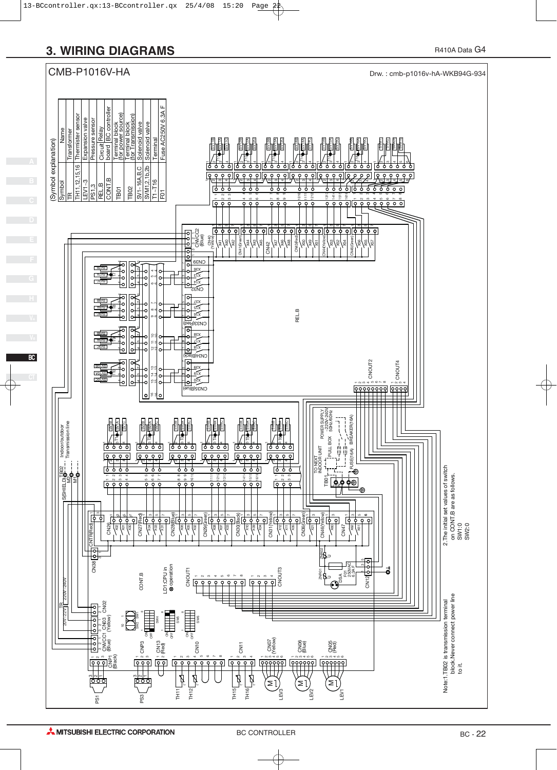# 3. WIRING DIAGRAMS

R410A Data G4

CMB-P1016V-HA

Drw. : cmb-p1016v-hA-WKB94G-934

(Symbol explanation)

| Symbol | Name |
|---|---|
| TR | Transformer |
| TH11,12,15,16 | Thermister sensor |
| LEV1~3 | Expansion valve |
| PS1,3 | Pressure sensor |
| REL.B | Circuit board / Relay |
| CONT.B | Circuit board / BC controller |
| TB01 | Terminal block (for power source) |
| TB02 | Terminal block (for Transmission) |
| SV1~16A,B,C | Solenoid valve |
| SVM1,2,1b,2b | Solenoid valve |
| T1~T16 | Terminal |
| F01 | Fuse AC250V 6.3A F |

Note:1.TB02 is transmission terminal block.Never connect power line to it.

2.The initial set values of switch on CONT.B are as follows.
SW1:0
SW2:0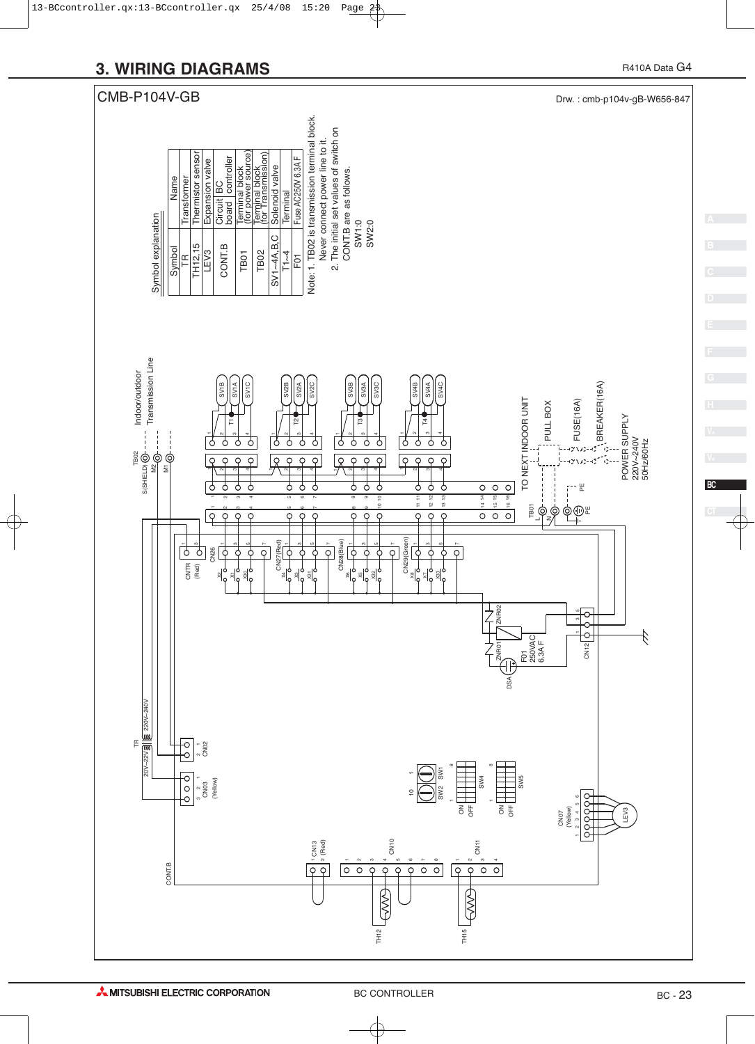# 3. WIRING DIAGRAMS

R410A Data G4

## CMB-P104V-GB

Drw. : cmb-p104v-gB-W656-847

**Symbol explanation**

| Symbol | Name |
|---|---|
| TR | Transformer |
| TH12,15 | Thermistor sensor |
| LEV3 | Expansion valve |
| CONT.B | Circuit board / BC controller |
| TB01 | Terminal block (for power source) |
| TB02 | Terminal block (for Transmission) |
| SV1~4A,B,C | Solenoid valve |
| T1~4 | Terminal |
| F01 | Fuse AC250V 6.3A F |

Note: 1. TB02 is transmission terminal block. Never connect power line to it.
2. The initial set values of switch on CONT.B are as follows.
SW1:0
SW2:0

Indoor/outdoor Transmission Line

TB02: S(SHIELD), M2, M1

TO NEXT INDOOR UNIT

PULL BOX

FUSE(16A)

BREAKER(16A)

POWER SUPPLY
220V~240V
50Hz/60Hz

TB01: L, N, PE

F01 250VAC 6.3A F

TR: 20V~22V, 220V~240V

CONT.B

SV1B, SV1A, SV1C, T1, SV2B, SV2A, SV2C, T2, SV3B, SV3A, SV3C, T3, SV4B, SV4A, SV4C, T4

CNTR (Red), CN26, CN27(Red), CN28(Blue), CN29(Green), CN12, CN02, CN03 (Yellow), CN13 (Red), CN10, CN11, CN07 (Yellow)

ZNR01, ZNR02, DSA, SW1, SW2, SW4, SW5, LEV3, TH12, TH15

BC CONTROLLER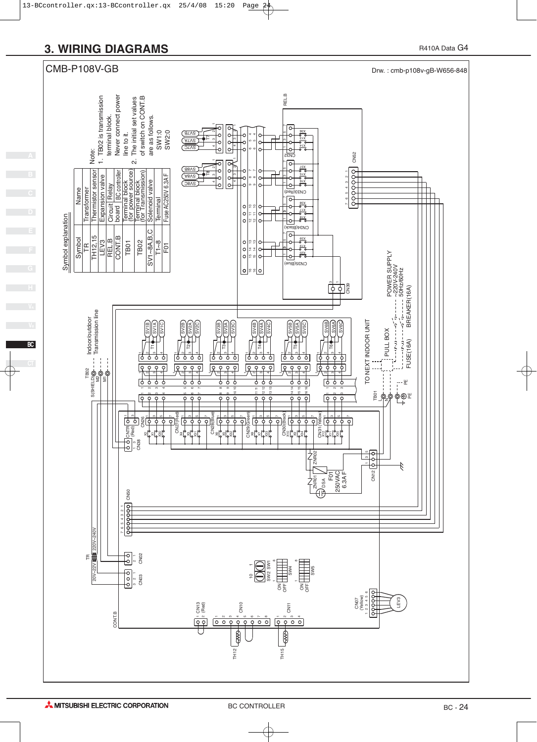# 3. WIRING DIAGRAMS

R410A Data G4

CMB-P108V-GB

Drw. : cmb-p108v-gB-W656-848

Symbol explanation

| Symbol | Name | |
|---|---|---|
| TR | Transformer | |
| TH12,15 | Thermistor sensor | |
| LEV3 | Expansion valve | |
| REL.B | Circuit board | Relay |
| CONT.B | | BC controller |
| TB01 | Terminal block (for power source) | |
| TB02 | Terminal block (for Transmission) | |
| SV1~8A,B,C | Solenoid valve | |
| T1~8 | Terminal | |
| F01 | Fuse AC250V 6.3A F | |

Note:

1. TB02 is transmission terminal block. Never connect power line to it.
2. The initial set values of switch on CONT.B are as follows.
   SW1:0
   SW2:0

Indoor/outdoor Transmission line

TB02 S(SHIELD) M2 M1

TO NEXT INDOOR UNIT

PULL BOX

FUSE(16A)

BREAKER(16A)

POWER SUPPLY ~220V-240V 50Hz/60Hz

TB01 L N PE

F01 250VAC 6.3A F

DSA ZNR01 ZNR02

TR 20V~22V 220V~240V

CONT.B

REL.B

CN26 CN27(Red) CN28(Blue) CN29(Green) CN30(Black) CN31(Yellow) CN32 CN33(Red) CN34(Black) CN35(Blue) CN36 CN38 CN39 CN50 CN52 CN02 CN03 CN07 (Yellow) CN10 CN11 CN12 CN13 (Red) CNTR (Red)

SW1 SW2 SW4 SW5 ON OFF

TH12 TH15 LEV3

SV1A SV1B SV1C SV2A SV2B SV2C SV3A SV3B SV3C SV4A SV4B SV4C SV5A SV5B SV5C SV6A SV6B SV6C SV7A SV7B SV7C SV8A SV8B SV8C

T1 T2 T3 T4 T5 T6 T7 T8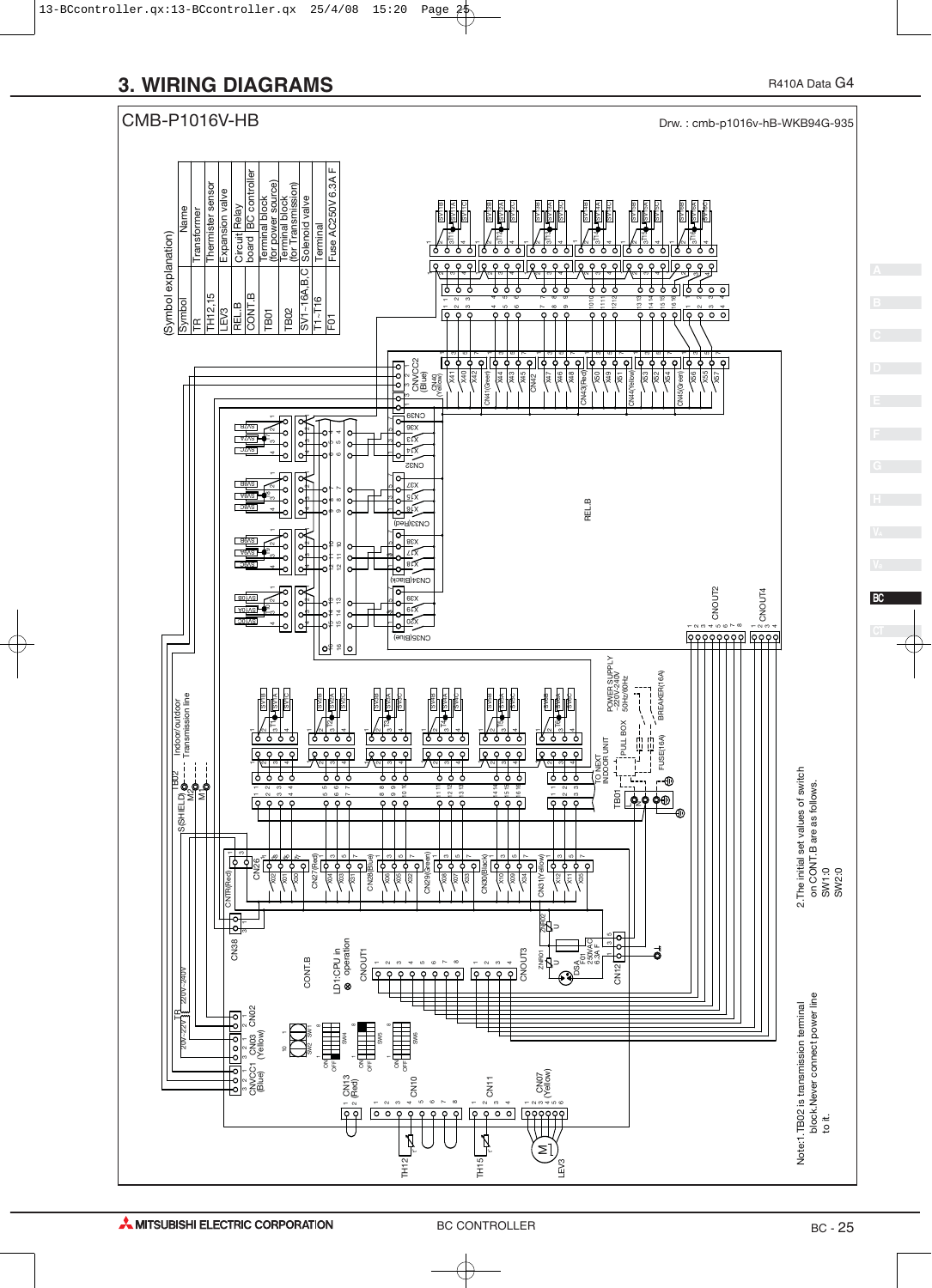# 3. WIRING DIAGRAMS

R410A Data G4

CMB-P1016V-HB

Drw. : cmb-p1016v-hB-WKB94G-935

(Symbol explanation)

| Symbol | | Name |
|---|---|---|
| TR | | Transformer |
| TH12,15 | | Thermister sensor |
| LEV3 | | Expansion valve |
| REL.B | Circuit board | Relay |
| CONT.B | Circuit board | BC controller |
| TB01 | | Terminal block (for power source) |
| TB02 | | Terminal block (for Transmission) |
| SV1~16A,B,C | | Solenoid valve |
| T1~T16 | | Terminal |
| F01 | | Fuse AC250V 6.3A F |

REL.B

CONT.B

TB02 S(SHIELD) M2 M1 Indoor/outdoor Transmission line

TB01 L N TO NEXT INDOOR UNIT PULL BOX FUSE(16A) BREAKER(16A) POWER SUPPLY ~220V-240V 50Hz/60Hz

TR 220V-240V 20V-22V

LD1:CPU in operation

F01 250VAC 6.3A F

TH12 TH15 LEV3

Note:1.TB02 is transmission terminal block.Never connect power line to it.

2.The initial set values of switch on CONT.B are as follows.
SW1:0
SW2:0

MITSUBISHI ELECTRIC CORPORATION

BC CONTROLLER